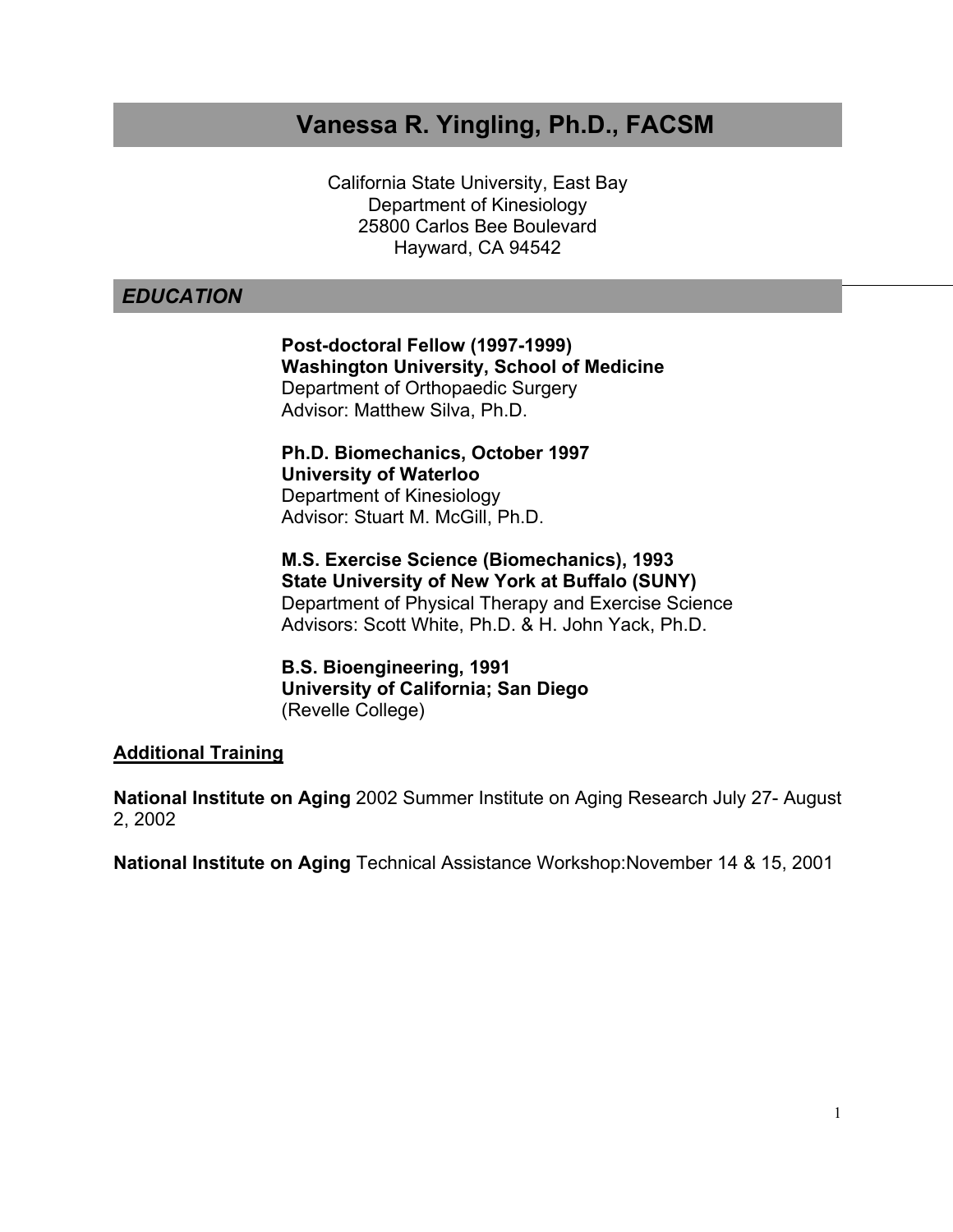# Vanessa R. Yingling, Ph.D., FACSM

California State University, East Bay
Department of Kinesiology
25800 Carlos Bee Boulevard
Hayward, CA 94542

## *EDUCATION*

**Post-doctoral Fellow (1997-1999)**
**Washington University, School of Medicine**
Department of Orthopaedic Surgery
Advisor: Matthew Silva, Ph.D.

**Ph.D. Biomechanics, October 1997**
**University of Waterloo**
Department of Kinesiology
Advisor: Stuart M. McGill, Ph.D.

**M.S. Exercise Science (Biomechanics), 1993**
**State University of New York at Buffalo (SUNY)**
Department of Physical Therapy and Exercise Science
Advisors: Scott White, Ph.D. & H. John Yack, Ph.D.

**B.S. Bioengineering, 1991**
**University of California; San Diego**
(Revelle College)

### Additional Training

**National Institute on Aging** 2002 Summer Institute on Aging Research July 27- August 2, 2002

**National Institute on Aging** Technical Assistance Workshop:November 14 & 15, 2001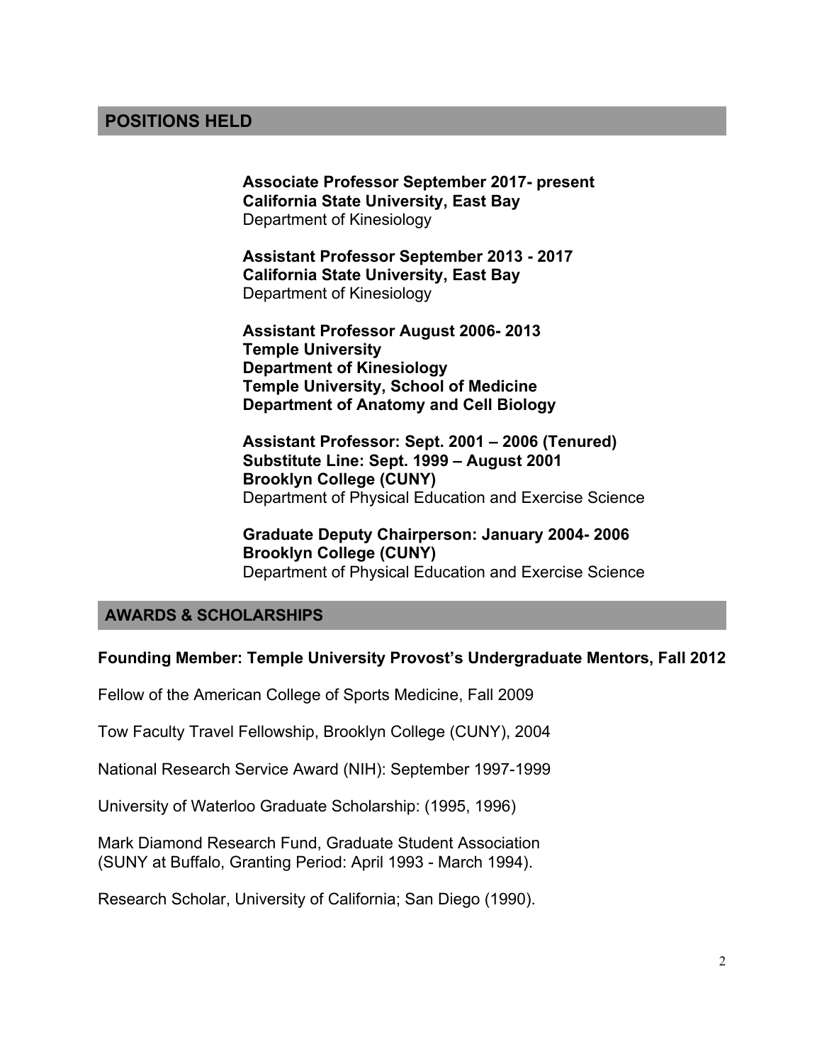## POSITIONS HELD

**Associate Professor September 2017- present**
**California State University, East Bay**
Department of Kinesiology

**Assistant Professor September 2013 - 2017**
**California State University, East Bay**
Department of Kinesiology

**Assistant Professor August 2006- 2013**
**Temple University**
**Department of Kinesiology**
**Temple University, School of Medicine**
**Department of Anatomy and Cell Biology**

**Assistant Professor: Sept. 2001 – 2006 (Tenured)**
**Substitute Line: Sept. 1999 – August 2001**
**Brooklyn College (CUNY)**
Department of Physical Education and Exercise Science

**Graduate Deputy Chairperson: January 2004- 2006**
**Brooklyn College (CUNY)**
Department of Physical Education and Exercise Science

## AWARDS & SCHOLARSHIPS

**Founding Member: Temple University Provost's Undergraduate Mentors, Fall 2012**

Fellow of the American College of Sports Medicine, Fall 2009

Tow Faculty Travel Fellowship, Brooklyn College (CUNY), 2004

National Research Service Award (NIH): September 1997-1999

University of Waterloo Graduate Scholarship: (1995, 1996)

Mark Diamond Research Fund, Graduate Student Association
(SUNY at Buffalo, Granting Period: April 1993 - March 1994).

Research Scholar, University of California; San Diego (1990).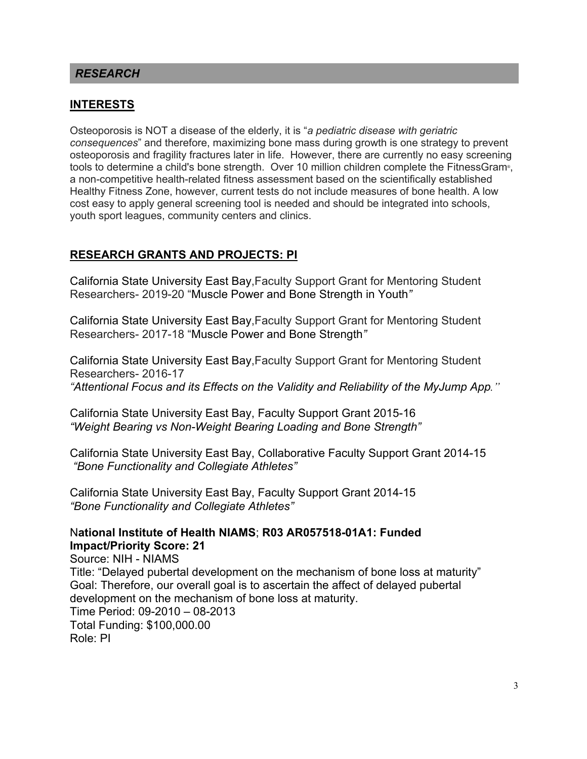## *RESEARCH*

### INTERESTS

Osteoporosis is NOT a disease of the elderly, it is "*a pediatric disease with geriatric consequences*" and therefore, maximizing bone mass during growth is one strategy to prevent osteoporosis and fragility fractures later in life. However, there are currently no easy screening tools to determine a child's bone strength. Over 10 million children complete the FitnessGram®, a non-competitive health-related fitness assessment based on the scientifically established Healthy Fitness Zone, however, current tests do not include measures of bone health. A low cost easy to apply general screening tool is needed and should be integrated into schools, youth sport leagues, community centers and clinics.

### RESEARCH GRANTS AND PROJECTS: PI

California State University East Bay,Faculty Support Grant for Mentoring Student Researchers- 2019-20 "Muscle Power and Bone Strength in Youth"

California State University East Bay,Faculty Support Grant for Mentoring Student Researchers- 2017-18 "Muscle Power and Bone Strength"

California State University East Bay,Faculty Support Grant for Mentoring Student Researchers- 2016-17
*"Attentional Focus and its Effects on the Validity and Reliability of the MyJump App."*

California State University East Bay, Faculty Support Grant 2015-16
*"Weight Bearing vs Non-Weight Bearing Loading and Bone Strength"*

California State University East Bay, Collaborative Faculty Support Grant 2014-15
*"Bone Functionality and Collegiate Athletes"*

California State University East Bay, Faculty Support Grant 2014-15
*"Bone Functionality and Collegiate Athletes"*

N**ational Institute of Health NIAMS**; **R03 AR057518-01A1: Funded**
**Impact/Priority Score: 21**
Source: NIH - NIAMS
Title: "Delayed pubertal development on the mechanism of bone loss at maturity"
Goal: Therefore, our overall goal is to ascertain the affect of delayed pubertal development on the mechanism of bone loss at maturity.
Time Period: 09-2010 – 08-2013
Total Funding: $100,000.00
Role: PI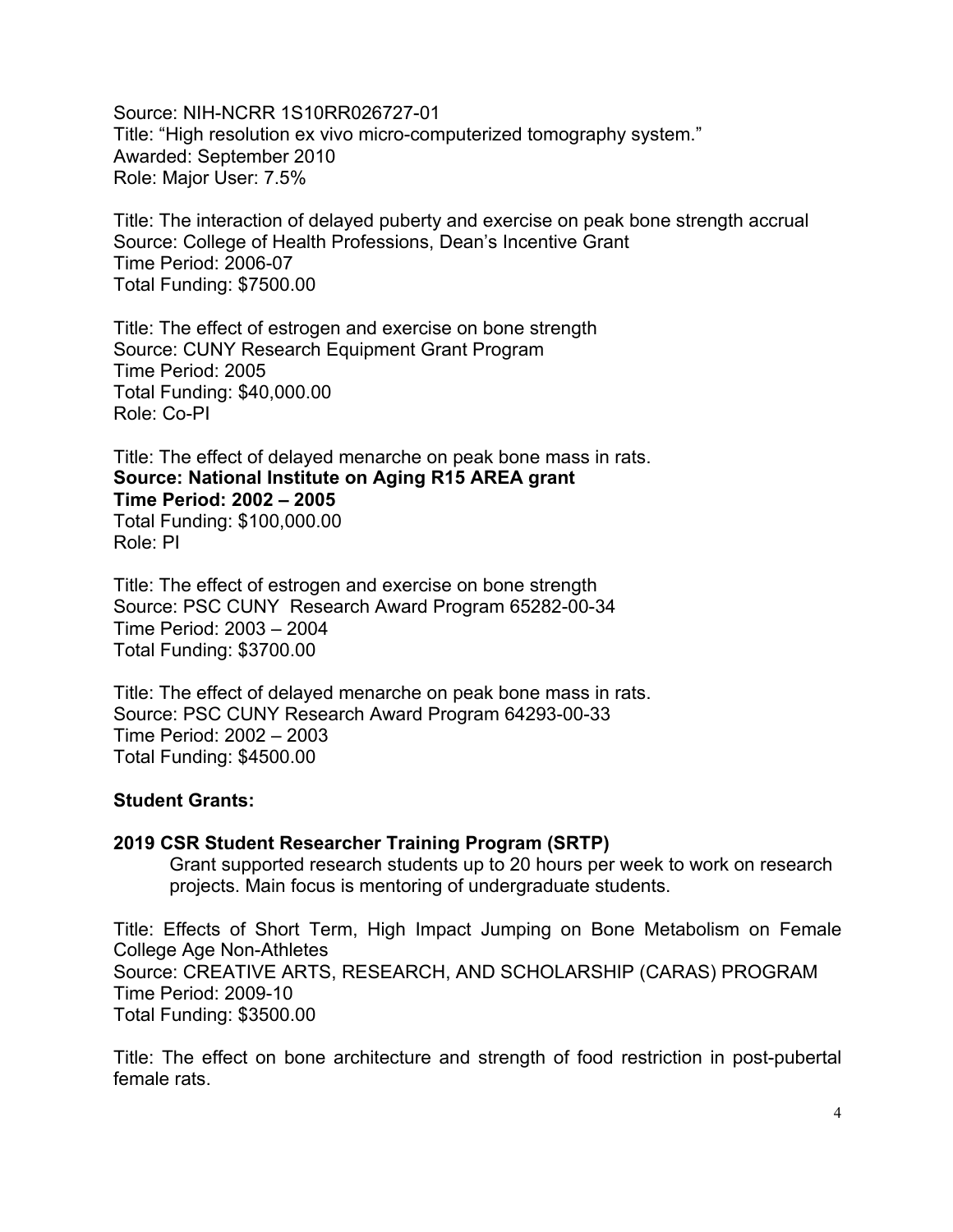Source: NIH-NCRR 1S10RR026727-01
Title: "High resolution ex vivo micro-computerized tomography system."
Awarded: September 2010
Role: Major User: 7.5%

Title: The interaction of delayed puberty and exercise on peak bone strength accrual
Source: College of Health Professions, Dean's Incentive Grant
Time Period: 2006-07
Total Funding: $7500.00

Title: The effect of estrogen and exercise on bone strength
Source: CUNY Research Equipment Grant Program
Time Period: 2005
Total Funding: $40,000.00
Role: Co-PI

Title: The effect of delayed menarche on peak bone mass in rats.
**Source: National Institute on Aging R15 AREA grant**
**Time Period: 2002 – 2005**
Total Funding: $100,000.00
Role: PI

Title: The effect of estrogen and exercise on bone strength
Source: PSC CUNY Research Award Program 65282-00-34
Time Period: 2003 – 2004
Total Funding: $3700.00

Title: The effect of delayed menarche on peak bone mass in rats.
Source: PSC CUNY Research Award Program 64293-00-33
Time Period: 2002 – 2003
Total Funding: $4500.00

**Student Grants:**

**2019 CSR Student Researcher Training Program (SRTP)**
Grant supported research students up to 20 hours per week to work on research projects. Main focus is mentoring of undergraduate students.

Title: Effects of Short Term, High Impact Jumping on Bone Metabolism on Female College Age Non-Athletes
Source: CREATIVE ARTS, RESEARCH, AND SCHOLARSHIP (CARAS) PROGRAM
Time Period: 2009-10
Total Funding: $3500.00

Title: The effect on bone architecture and strength of food restriction in post-pubertal female rats.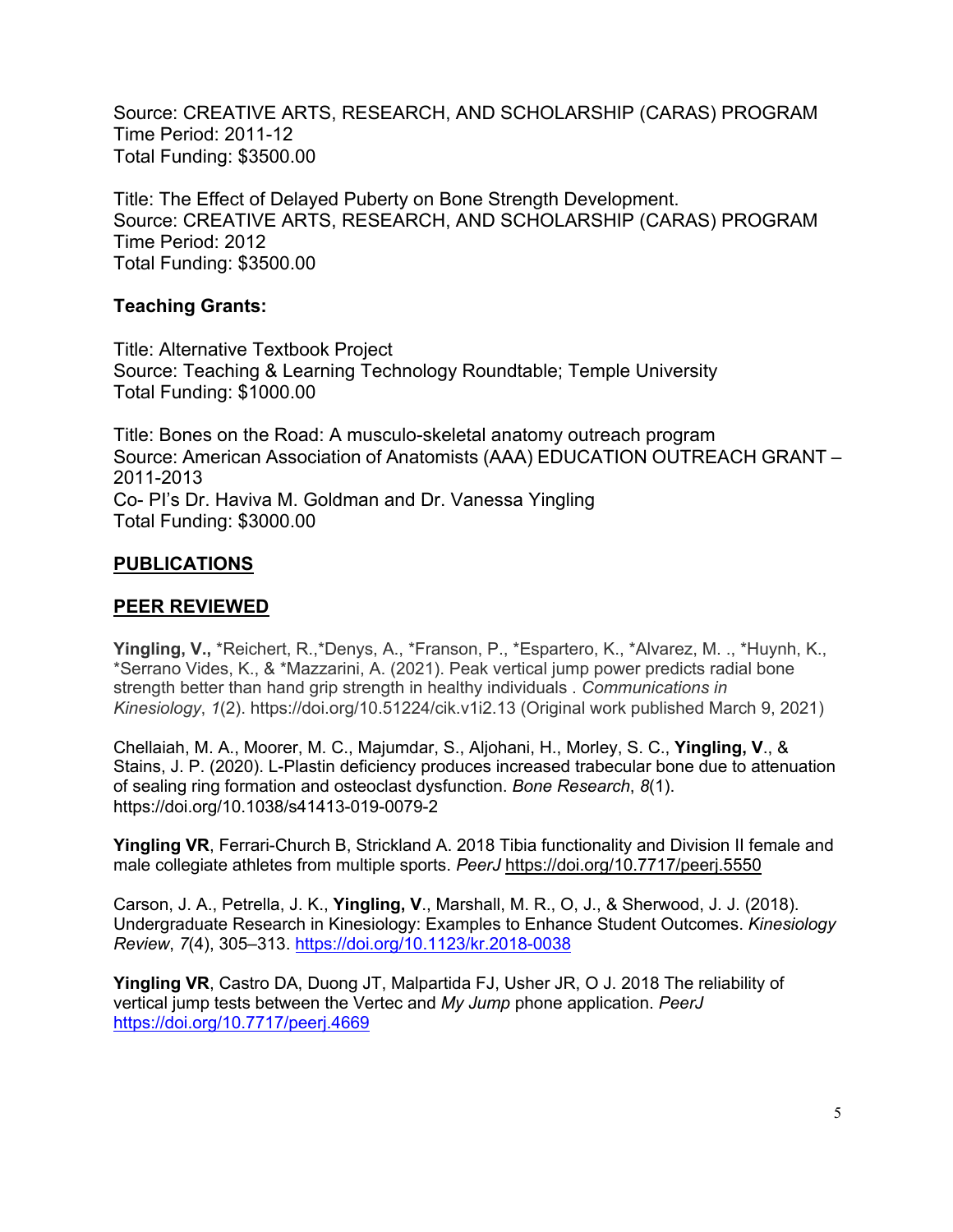Source: CREATIVE ARTS, RESEARCH, AND SCHOLARSHIP (CARAS) PROGRAM
Time Period: 2011-12
Total Funding: $3500.00

Title: The Effect of Delayed Puberty on Bone Strength Development.
Source: CREATIVE ARTS, RESEARCH, AND SCHOLARSHIP (CARAS) PROGRAM
Time Period: 2012
Total Funding: $3500.00

**Teaching Grants:**

Title: Alternative Textbook Project
Source: Teaching & Learning Technology Roundtable; Temple University
Total Funding: $1000.00

Title: Bones on the Road: A musculo-skeletal anatomy outreach program
Source: American Association of Anatomists (AAA) EDUCATION OUTREACH GRANT – 2011-2013
Co- PI's Dr. Haviva M. Goldman and Dr. Vanessa Yingling
Total Funding: $3000.00

## PUBLICATIONS

## PEER REVIEWED

**Yingling, V.,** *Reichert, R.,*Denys, A., *Franson, P., *Espartero, K., *Alvarez, M. ., *Huynh, K., *Serrano Vides, K., & *Mazzarini, A. (2021). Peak vertical jump power predicts radial bone strength better than hand grip strength in healthy individuals . *Communications in Kinesiology*, *1*(2). https://doi.org/10.51224/cik.v1i2.13 (Original work published March 9, 2021)

Chellaiah, M. A., Moorer, M. C., Majumdar, S., Aljohani, H., Morley, S. C., **Yingling, V**., & Stains, J. P. (2020). L-Plastin deficiency produces increased trabecular bone due to attenuation of sealing ring formation and osteoclast dysfunction. *Bone Research*, *8*(1). https://doi.org/10.1038/s41413-019-0079-2

**Yingling VR**, Ferrari-Church B, Strickland A. 2018 Tibia functionality and Division II female and male collegiate athletes from multiple sports. *PeerJ* https://doi.org/10.7717/peerj.5550

Carson, J. A., Petrella, J. K., **Yingling, V**., Marshall, M. R., O, J., & Sherwood, J. J. (2018). Undergraduate Research in Kinesiology: Examples to Enhance Student Outcomes. *Kinesiology Review*, *7*(4), 305–313. https://doi.org/10.1123/kr.2018-0038

**Yingling VR**, Castro DA, Duong JT, Malpartida FJ, Usher JR, O J. 2018 The reliability of vertical jump tests between the Vertec and *My Jump* phone application. *PeerJ* https://doi.org/10.7717/peerj.4669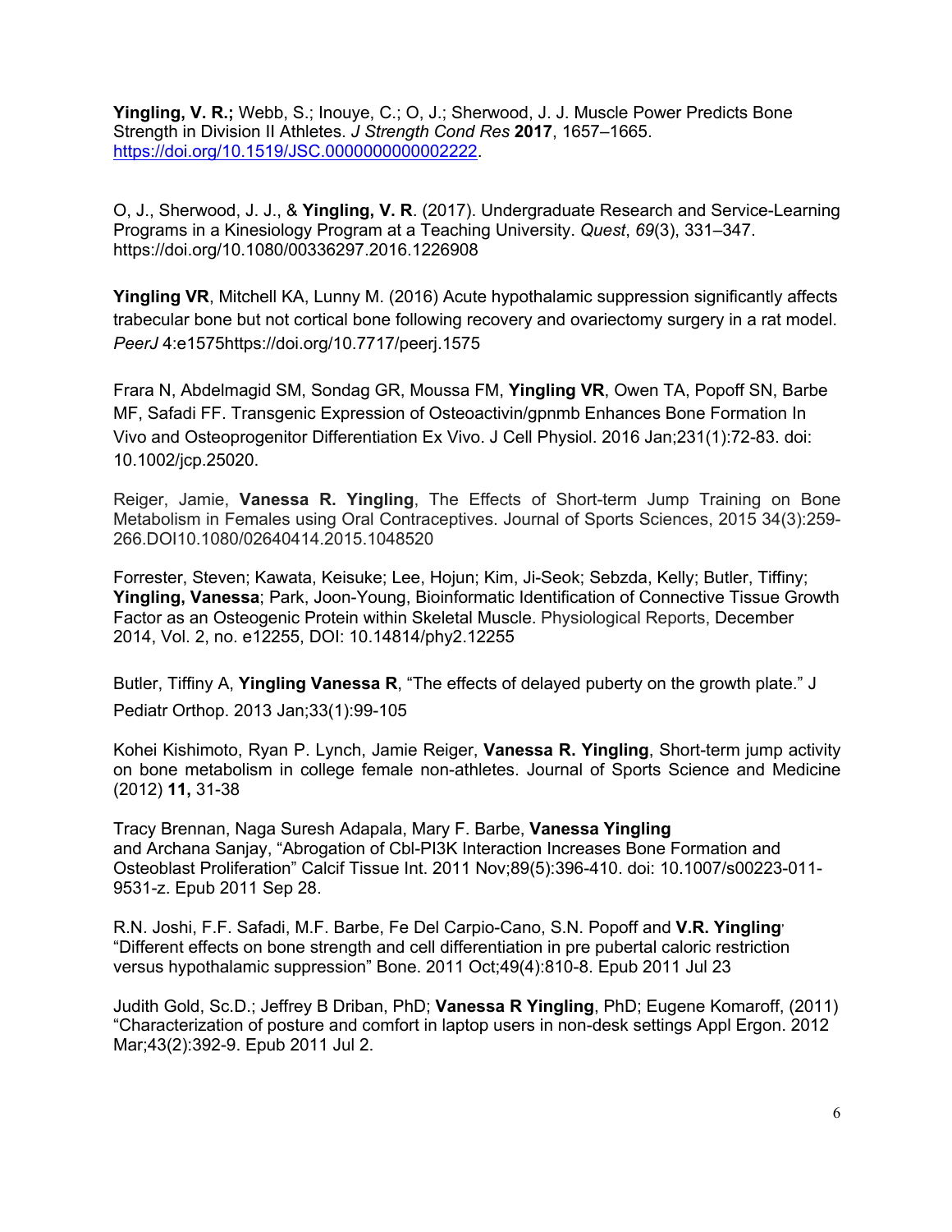**Yingling, V. R.;** Webb, S.; Inouye, C.; O, J.; Sherwood, J. J. Muscle Power Predicts Bone Strength in Division II Athletes. *J Strength Cond Res* **2017**, 1657–1665. https://doi.org/10.1519/JSC.0000000000002222.

O, J., Sherwood, J. J., & **Yingling, V. R**. (2017). Undergraduate Research and Service-Learning Programs in a Kinesiology Program at a Teaching University. *Quest*, *69*(3), 331–347. https://doi.org/10.1080/00336297.2016.1226908

**Yingling VR**, Mitchell KA, Lunny M. (2016) Acute hypothalamic suppression significantly affects trabecular bone but not cortical bone following recovery and ovariectomy surgery in a rat model. *PeerJ* 4:e1575https://doi.org/10.7717/peerj.1575

Frara N, Abdelmagid SM, Sondag GR, Moussa FM, **Yingling VR**, Owen TA, Popoff SN, Barbe MF, Safadi FF. Transgenic Expression of Osteoactivin/gpnmb Enhances Bone Formation In Vivo and Osteoprogenitor Differentiation Ex Vivo. J Cell Physiol. 2016 Jan;231(1):72-83. doi: 10.1002/jcp.25020.

Reiger, Jamie, **Vanessa R. Yingling**, The Effects of Short-term Jump Training on Bone Metabolism in Females using Oral Contraceptives. Journal of Sports Sciences, 2015 34(3):259-266.DOI10.1080/02640414.2015.1048520

Forrester, Steven; Kawata, Keisuke; Lee, Hojun; Kim, Ji-Seok; Sebzda, Kelly; Butler, Tiffiny; **Yingling, Vanessa**; Park, Joon-Young, Bioinformatic Identification of Connective Tissue Growth Factor as an Osteogenic Protein within Skeletal Muscle. Physiological Reports, December 2014, Vol. 2, no. e12255, DOI: 10.14814/phy2.12255

Butler, Tiffiny A, **Yingling Vanessa R**, "The effects of delayed puberty on the growth plate." J Pediatr Orthop. 2013 Jan;33(1):99-105

Kohei Kishimoto, Ryan P. Lynch, Jamie Reiger, **Vanessa R. Yingling**, Short-term jump activity on bone metabolism in college female non-athletes. Journal of Sports Science and Medicine (2012) **11,** 31-38

Tracy Brennan, Naga Suresh Adapala, Mary F. Barbe, **Vanessa Yingling** and Archana Sanjay, "Abrogation of Cbl-PI3K Interaction Increases Bone Formation and Osteoblast Proliferation" Calcif Tissue Int. 2011 Nov;89(5):396-410. doi: 10.1007/s00223-011-9531-z. Epub 2011 Sep 28.

R.N. Joshi, F.F. Safadi, M.F. Barbe, Fe Del Carpio-Cano, S.N. Popoff and **V.R. Yingling**, "Different effects on bone strength and cell differentiation in pre pubertal caloric restriction versus hypothalamic suppression" Bone. 2011 Oct;49(4):810-8. Epub 2011 Jul 23

Judith Gold, Sc.D.; Jeffrey B Driban, PhD; **Vanessa R Yingling**, PhD; Eugene Komaroff, (2011) "Characterization of posture and comfort in laptop users in non-desk settings Appl Ergon. 2012 Mar;43(2):392-9. Epub 2011 Jul 2.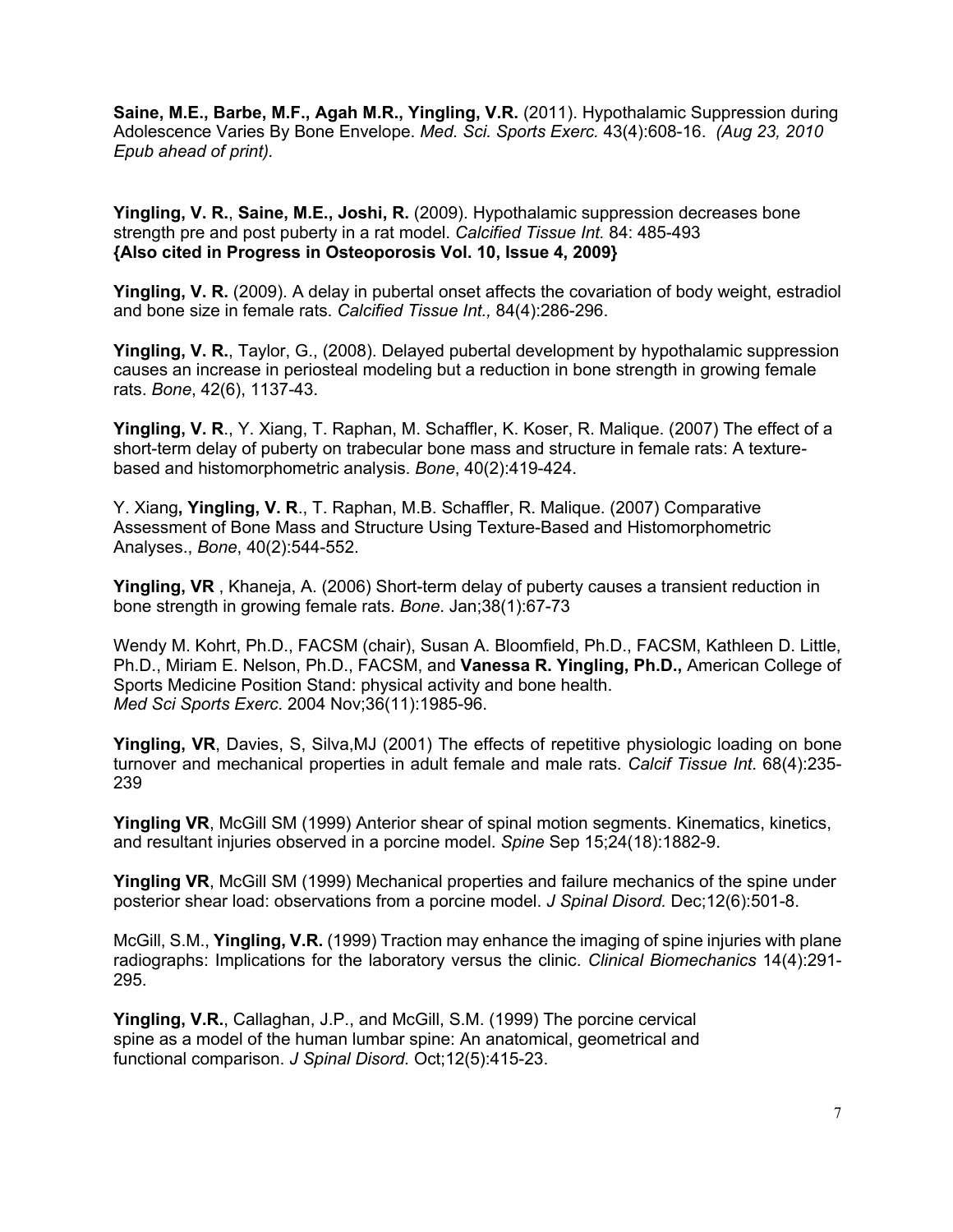**Saine, M.E., Barbe, M.F., Agah M.R., Yingling, V.R.** (2011). Hypothalamic Suppression during Adolescence Varies By Bone Envelope. *Med. Sci. Sports Exerc.* 43(4):608-16. *(Aug 23, 2010 Epub ahead of print).*

**Yingling, V. R.**, **Saine, M.E., Joshi, R.** (2009). Hypothalamic suppression decreases bone strength pre and post puberty in a rat model. *Calcified Tissue Int.* 84: 485-493
**{Also cited in Progress in Osteoporosis Vol. 10, Issue 4, 2009}**

**Yingling, V. R.** (2009). A delay in pubertal onset affects the covariation of body weight, estradiol and bone size in female rats. *Calcified Tissue Int.,* 84(4):286-296.

**Yingling, V. R.**, Taylor, G., (2008). Delayed pubertal development by hypothalamic suppression causes an increase in periosteal modeling but a reduction in bone strength in growing female rats. *Bone*, 42(6), 1137-43.

**Yingling, V. R**., Y. Xiang, T. Raphan, M. Schaffler, K. Koser, R. Malique. (2007) The effect of a short-term delay of puberty on trabecular bone mass and structure in female rats: A texture-based and histomorphometric analysis. *Bone*, 40(2):419-424.

Y. Xiang**, Yingling, V. R**., T. Raphan, M.B. Schaffler, R. Malique. (2007) Comparative Assessment of Bone Mass and Structure Using Texture-Based and Histomorphometric Analyses., *Bone*, 40(2):544-552.

**Yingling, VR** , Khaneja, A. (2006) Short-term delay of puberty causes a transient reduction in bone strength in growing female rats. *Bone*. Jan;38(1):67-73

Wendy M. Kohrt, Ph.D., FACSM (chair), Susan A. Bloomfield, Ph.D., FACSM, Kathleen D. Little, Ph.D., Miriam E. Nelson, Ph.D., FACSM, and **Vanessa R. Yingling, Ph.D.,** American College of Sports Medicine Position Stand: physical activity and bone health.
*Med Sci Sports Exerc*. 2004 Nov;36(11):1985-96.

**Yingling, VR**, Davies, S, Silva,MJ (2001) The effects of repetitive physiologic loading on bone turnover and mechanical properties in adult female and male rats. *Calcif Tissue Int*. 68(4):235-239

**Yingling VR**, McGill SM (1999) Anterior shear of spinal motion segments. Kinematics, kinetics, and resultant injuries observed in a porcine model. *Spine* Sep 15;24(18):1882-9.

**Yingling VR**, McGill SM (1999) Mechanical properties and failure mechanics of the spine under posterior shear load: observations from a porcine model. *J Spinal Disord.* Dec;12(6):501-8.

McGill, S.M., **Yingling, V.R.** (1999) Traction may enhance the imaging of spine injuries with plane radiographs: Implications for the laboratory versus the clinic. *Clinical Biomechanics* 14(4):291-295.

**Yingling, V.R.**, Callaghan, J.P., and McGill, S.M. (1999) The porcine cervical spine as a model of the human lumbar spine: An anatomical, geometrical and functional comparison. *J Spinal Disord.* Oct;12(5):415-23.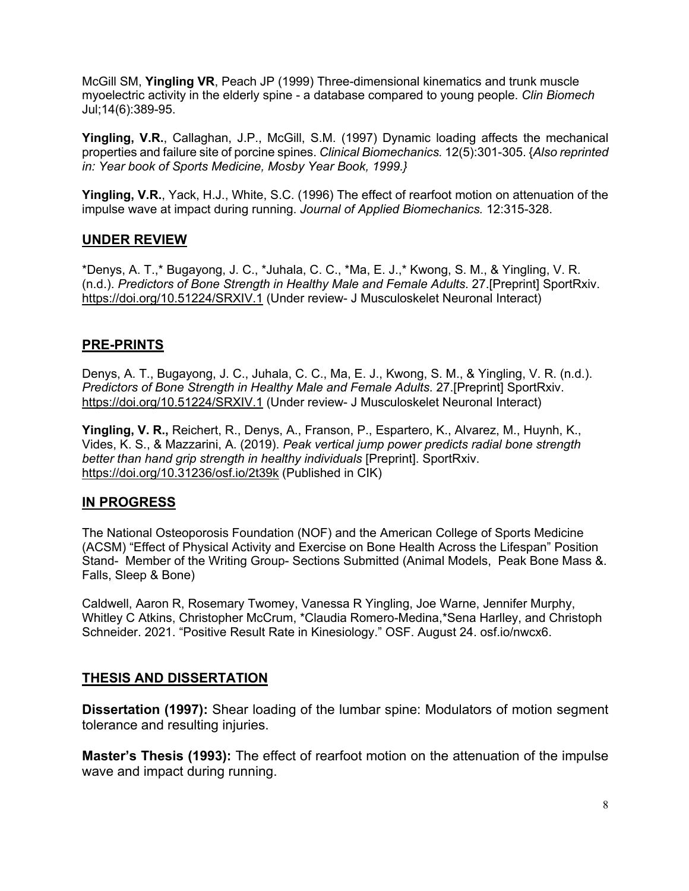McGill SM, **Yingling VR**, Peach JP (1999) Three-dimensional kinematics and trunk muscle myoelectric activity in the elderly spine - a database compared to young people. *Clin Biomech* Jul;14(6):389-95.

**Yingling, V.R.**, Callaghan, J.P., McGill, S.M. (1997) Dynamic loading affects the mechanical properties and failure site of porcine spines. *Clinical Biomechanics.* 12(5):301-305. {*Also reprinted in: Year book of Sports Medicine, Mosby Year Book, 1999.}*

**Yingling, V.R.**, Yack, H.J., White, S.C. (1996) The effect of rearfoot motion on attenuation of the impulse wave at impact during running. *Journal of Applied Biomechanics.* 12:315-328.

## UNDER REVIEW

*Denys, A. T.,* Bugayong, J. C., *Juhala, C. C., *Ma, E. J.,* Kwong, S. M., & Yingling, V. R. (n.d.). *Predictors of Bone Strength in Healthy Male and Female Adults*. 27.[Preprint] SportRxiv. https://doi.org/10.51224/SRXIV.1 (Under review- J Musculoskelet Neuronal Interact)

## PRE-PRINTS

Denys, A. T., Bugayong, J. C., Juhala, C. C., Ma, E. J., Kwong, S. M., & Yingling, V. R. (n.d.). *Predictors of Bone Strength in Healthy Male and Female Adults*. 27.[Preprint] SportRxiv. https://doi.org/10.51224/SRXIV.1 (Under review- J Musculoskelet Neuronal Interact)

**Yingling, V. R.,** Reichert, R., Denys, A., Franson, P., Espartero, K., Alvarez, M., Huynh, K., Vides, K. S., & Mazzarini, A. (2019). *Peak vertical jump power predicts radial bone strength better than hand grip strength in healthy individuals* [Preprint]. SportRxiv. https://doi.org/10.31236/osf.io/2t39k (Published in CIK)

## IN PROGRESS

The National Osteoporosis Foundation (NOF) and the American College of Sports Medicine (ACSM) "Effect of Physical Activity and Exercise on Bone Health Across the Lifespan" Position Stand- Member of the Writing Group- Sections Submitted (Animal Models, Peak Bone Mass &. Falls, Sleep & Bone)

Caldwell, Aaron R, Rosemary Twomey, Vanessa R Yingling, Joe Warne, Jennifer Murphy, Whitley C Atkins, Christopher McCrum, *Claudia Romero-Medina,*Sena Harlley, and Christoph Schneider. 2021. "Positive Result Rate in Kinesiology." OSF. August 24. osf.io/nwcx6.

## THESIS AND DISSERTATION

**Dissertation (1997):** Shear loading of the lumbar spine: Modulators of motion segment tolerance and resulting injuries.

**Master's Thesis (1993):** The effect of rearfoot motion on the attenuation of the impulse wave and impact during running.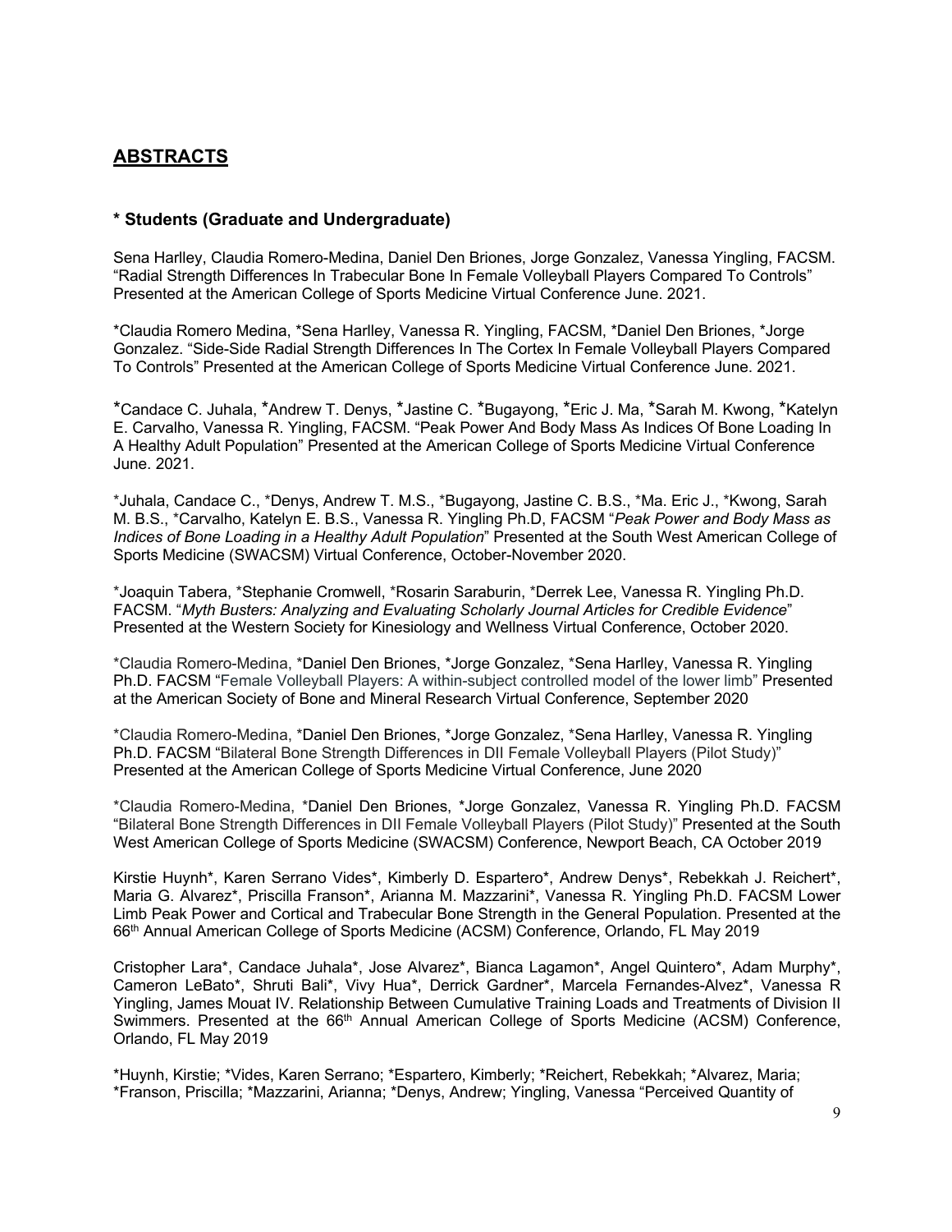## **ABSTRACTS**

### **\* Students (Graduate and Undergraduate)**

Sena Harlley, Claudia Romero-Medina, Daniel Den Briones, Jorge Gonzalez, Vanessa Yingling, FACSM. "Radial Strength Differences In Trabecular Bone In Female Volleyball Players Compared To Controls" Presented at the American College of Sports Medicine Virtual Conference June. 2021.

*Claudia Romero Medina, *Sena Harlley, Vanessa R. Yingling, FACSM, *Daniel Den Briones, *Jorge Gonzalez. "Side-Side Radial Strength Differences In The Cortex In Female Volleyball Players Compared To Controls" Presented at the American College of Sports Medicine Virtual Conference June. 2021.

*Candace C. Juhala, *Andrew T. Denys, *Jastine C. *Bugayong, *Eric J. Ma, *Sarah M. Kwong, *Katelyn E. Carvalho, Vanessa R. Yingling, FACSM. "Peak Power And Body Mass As Indices Of Bone Loading In A Healthy Adult Population" Presented at the American College of Sports Medicine Virtual Conference June. 2021.

*Juhala, Candace C., *Denys, Andrew T. M.S., *Bugayong, Jastine C. B.S., *Ma. Eric J., *Kwong, Sarah M. B.S., *Carvalho, Katelyn E. B.S., Vanessa R. Yingling Ph.D, FACSM "*Peak Power and Body Mass as Indices of Bone Loading in a Healthy Adult Population*" Presented at the South West American College of Sports Medicine (SWACSM) Virtual Conference, October-November 2020.

*Joaquin Tabera, *Stephanie Cromwell, *Rosarin Saraburin, *Derrek Lee, Vanessa R. Yingling Ph.D. FACSM. "*Myth Busters: Analyzing and Evaluating Scholarly Journal Articles for Credible Evidence*" Presented at the Western Society for Kinesiology and Wellness Virtual Conference, October 2020.

*Claudia Romero-Medina, *Daniel Den Briones, *Jorge Gonzalez, *Sena Harlley, Vanessa R. Yingling Ph.D. FACSM "Female Volleyball Players: A within-subject controlled model of the lower limb" Presented at the American Society of Bone and Mineral Research Virtual Conference, September 2020

*Claudia Romero-Medina, *Daniel Den Briones, *Jorge Gonzalez, *Sena Harlley, Vanessa R. Yingling Ph.D. FACSM "Bilateral Bone Strength Differences in DII Female Volleyball Players (Pilot Study)" Presented at the American College of Sports Medicine Virtual Conference, June 2020

*Claudia Romero-Medina, *Daniel Den Briones, *Jorge Gonzalez, Vanessa R. Yingling Ph.D. FACSM "Bilateral Bone Strength Differences in DII Female Volleyball Players (Pilot Study)" Presented at the South West American College of Sports Medicine (SWACSM) Conference, Newport Beach, CA October 2019

Kirstie Huynh*, Karen Serrano Vides*, Kimberly D. Espartero*, Andrew Denys*, Rebekkah J. Reichert*, Maria G. Alvarez*, Priscilla Franson*, Arianna M. Mazzarini*, Vanessa R. Yingling Ph.D. FACSM Lower Limb Peak Power and Cortical and Trabecular Bone Strength in the General Population. Presented at the 66th Annual American College of Sports Medicine (ACSM) Conference, Orlando, FL May 2019

Cristopher Lara*, Candace Juhala*, Jose Alvarez*, Bianca Lagamon*, Angel Quintero*, Adam Murphy*, Cameron LeBato*, Shruti Bali*, Vivy Hua*, Derrick Gardner*, Marcela Fernandes-Alvez*, Vanessa R Yingling, James Mouat IV. Relationship Between Cumulative Training Loads and Treatments of Division II Swimmers. Presented at the 66th Annual American College of Sports Medicine (ACSM) Conference, Orlando, FL May 2019

*Huynh, Kirstie; *Vides, Karen Serrano; *Espartero, Kimberly; *Reichert, Rebekkah; *Alvarez, Maria; *Franson, Priscilla; *Mazzarini, Arianna; *Denys, Andrew; Yingling, Vanessa "Perceived Quantity of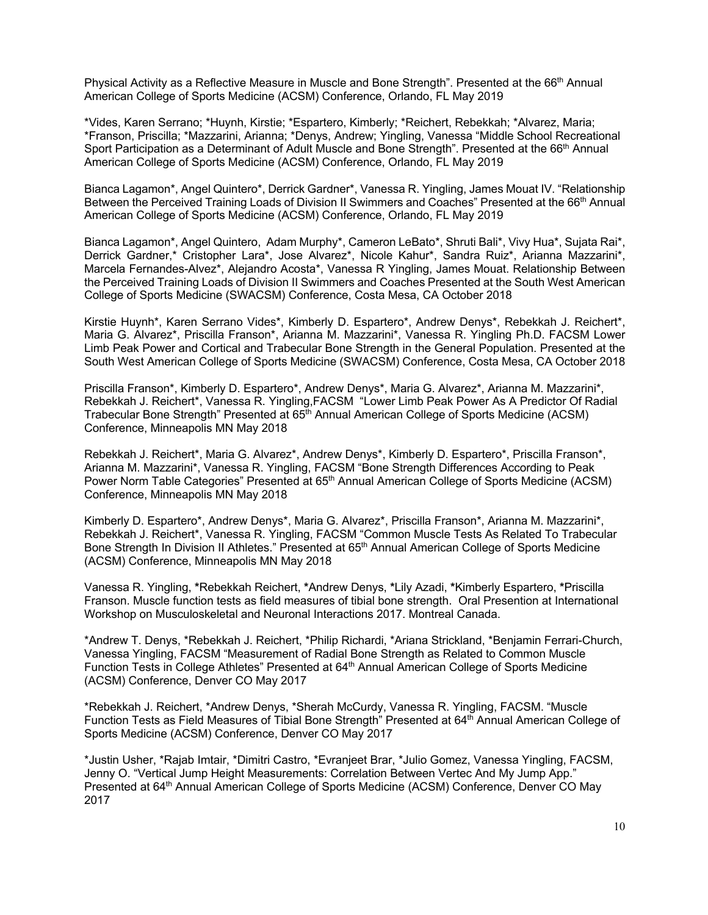Physical Activity as a Reflective Measure in Muscle and Bone Strength". Presented at the 66th Annual American College of Sports Medicine (ACSM) Conference, Orlando, FL May 2019

*Vides, Karen Serrano; *Huynh, Kirstie; *Espartero, Kimberly; *Reichert, Rebekkah; *Alvarez, Maria; *Franson, Priscilla; *Mazzarini, Arianna; *Denys, Andrew; Yingling, Vanessa "Middle School Recreational Sport Participation as a Determinant of Adult Muscle and Bone Strength". Presented at the 66th Annual American College of Sports Medicine (ACSM) Conference, Orlando, FL May 2019

Bianca Lagamon*, Angel Quintero*, Derrick Gardner*, Vanessa R. Yingling, James Mouat IV. "Relationship Between the Perceived Training Loads of Division II Swimmers and Coaches" Presented at the 66th Annual American College of Sports Medicine (ACSM) Conference, Orlando, FL May 2019

Bianca Lagamon*, Angel Quintero, Adam Murphy*, Cameron LeBato*, Shruti Bali*, Vivy Hua*, Sujata Rai*, Derrick Gardner,* Cristopher Lara*, Jose Alvarez*, Nicole Kahur*, Sandra Ruiz*, Arianna Mazzarini*, Marcela Fernandes-Alvez*, Alejandro Acosta*, Vanessa R Yingling, James Mouat. Relationship Between the Perceived Training Loads of Division II Swimmers and Coaches Presented at the South West American College of Sports Medicine (SWACSM) Conference, Costa Mesa, CA October 2018

Kirstie Huynh*, Karen Serrano Vides*, Kimberly D. Espartero*, Andrew Denys*, Rebekkah J. Reichert*, Maria G. Alvarez*, Priscilla Franson*, Arianna M. Mazzarini*, Vanessa R. Yingling Ph.D. FACSM Lower Limb Peak Power and Cortical and Trabecular Bone Strength in the General Population. Presented at the South West American College of Sports Medicine (SWACSM) Conference, Costa Mesa, CA October 2018

Priscilla Franson*, Kimberly D. Espartero*, Andrew Denys*, Maria G. Alvarez*, Arianna M. Mazzarini*, Rebekkah J. Reichert*, Vanessa R. Yingling,FACSM "Lower Limb Peak Power As A Predictor Of Radial Trabecular Bone Strength" Presented at 65th Annual American College of Sports Medicine (ACSM) Conference, Minneapolis MN May 2018

Rebekkah J. Reichert*, Maria G. Alvarez*, Andrew Denys*, Kimberly D. Espartero*, Priscilla Franson*, Arianna M. Mazzarini*, Vanessa R. Yingling, FACSM "Bone Strength Differences According to Peak Power Norm Table Categories" Presented at 65th Annual American College of Sports Medicine (ACSM) Conference, Minneapolis MN May 2018

Kimberly D. Espartero*, Andrew Denys*, Maria G. Alvarez*, Priscilla Franson*, Arianna M. Mazzarini*, Rebekkah J. Reichert*, Vanessa R. Yingling, FACSM "Common Muscle Tests As Related To Trabecular Bone Strength In Division II Athletes." Presented at 65th Annual American College of Sports Medicine (ACSM) Conference, Minneapolis MN May 2018

Vanessa R. Yingling, **\***Rebekkah Reichert, **\***Andrew Denys, **\***Lily Azadi, **\***Kimberly Espartero, **\***Priscilla Franson. Muscle function tests as field measures of tibial bone strength. Oral Presention at International Workshop on Musculoskeletal and Neuronal Interactions 2017. Montreal Canada.

*Andrew T. Denys, *Rebekkah J. Reichert, *Philip Richardi, *Ariana Strickland, *Benjamin Ferrari-Church, Vanessa Yingling, FACSM "Measurement of Radial Bone Strength as Related to Common Muscle Function Tests in College Athletes" Presented at 64th Annual American College of Sports Medicine (ACSM) Conference, Denver CO May 2017

*Rebekkah J. Reichert, *Andrew Denys, *Sherah McCurdy, Vanessa R. Yingling, FACSM. "Muscle Function Tests as Field Measures of Tibial Bone Strength" Presented at 64th Annual American College of Sports Medicine (ACSM) Conference, Denver CO May 2017

*Justin Usher, *Rajab Imtair, *Dimitri Castro, *Evranjeet Brar, *Julio Gomez, Vanessa Yingling, FACSM, Jenny O. "Vertical Jump Height Measurements: Correlation Between Vertec And My Jump App." Presented at 64th Annual American College of Sports Medicine (ACSM) Conference, Denver CO May 2017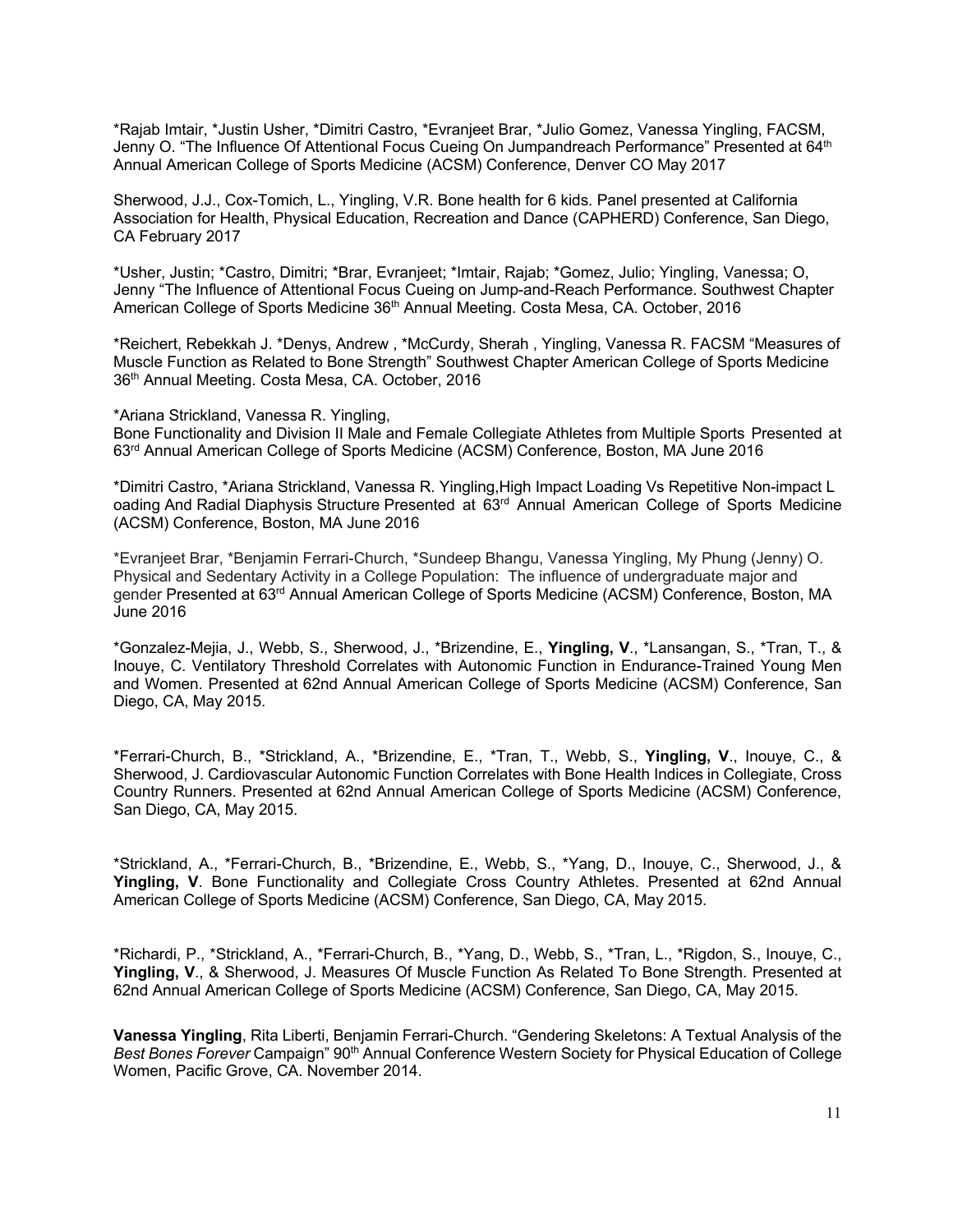*Rajab Imtair, *Justin Usher, *Dimitri Castro, *Evranjeet Brar, *Julio Gomez, Vanessa Yingling, FACSM, Jenny O. "The Influence Of Attentional Focus Cueing On Jumpandreach Performance" Presented at 64th Annual American College of Sports Medicine (ACSM) Conference, Denver CO May 2017

Sherwood, J.J., Cox-Tomich, L., Yingling, V.R. Bone health for 6 kids. Panel presented at California Association for Health, Physical Education, Recreation and Dance (CAPHERD) Conference, San Diego, CA February 2017

*Usher, Justin; *Castro, Dimitri; *Brar, Evranjeet; *Imtair, Rajab; *Gomez, Julio; Yingling, Vanessa; O, Jenny "The Influence of Attentional Focus Cueing on Jump-and-Reach Performance. Southwest Chapter American College of Sports Medicine 36th Annual Meeting. Costa Mesa, CA. October, 2016

*Reichert, Rebekkah J. *Denys, Andrew , *McCurdy, Sherah , Yingling, Vanessa R. FACSM "Measures of Muscle Function as Related to Bone Strength" Southwest Chapter American College of Sports Medicine 36th Annual Meeting. Costa Mesa, CA. October, 2016

*Ariana Strickland, Vanessa R. Yingling,
Bone Functionality and Division II Male and Female Collegiate Athletes from Multiple Sports Presented at 63rd Annual American College of Sports Medicine (ACSM) Conference, Boston, MA June 2016

*Dimitri Castro, *Ariana Strickland, Vanessa R. Yingling,High Impact Loading Vs Repetitive Non-impact L oading And Radial Diaphysis Structure Presented at 63rd Annual American College of Sports Medicine (ACSM) Conference, Boston, MA June 2016

*Evranjeet Brar, *Benjamin Ferrari-Church, *Sundeep Bhangu, Vanessa Yingling, My Phung (Jenny) O. Physical and Sedentary Activity in a College Population: The influence of undergraduate major and gender Presented at 63rd Annual American College of Sports Medicine (ACSM) Conference, Boston, MA June 2016

*Gonzalez-Mejia, J., Webb, S., Sherwood, J., *Brizendine, E., **Yingling, V**., *Lansangan, S., *Tran, T., & Inouye, C. Ventilatory Threshold Correlates with Autonomic Function in Endurance-Trained Young Men and Women. Presented at 62nd Annual American College of Sports Medicine (ACSM) Conference, San Diego, CA, May 2015.

*Ferrari-Church, B., *Strickland, A., *Brizendine, E., *Tran, T., Webb, S., **Yingling, V**., Inouye, C., & Sherwood, J. Cardiovascular Autonomic Function Correlates with Bone Health Indices in Collegiate, Cross Country Runners. Presented at 62nd Annual American College of Sports Medicine (ACSM) Conference, San Diego, CA, May 2015.

*Strickland, A., *Ferrari-Church, B., *Brizendine, E., Webb, S., *Yang, D., Inouye, C., Sherwood, J., & **Yingling, V**. Bone Functionality and Collegiate Cross Country Athletes. Presented at 62nd Annual American College of Sports Medicine (ACSM) Conference, San Diego, CA, May 2015.

*Richardi, P., *Strickland, A., *Ferrari-Church, B., *Yang, D., Webb, S., *Tran, L., *Rigdon, S., Inouye, C., **Yingling, V**., & Sherwood, J. Measures Of Muscle Function As Related To Bone Strength. Presented at 62nd Annual American College of Sports Medicine (ACSM) Conference, San Diego, CA, May 2015.

**Vanessa Yingling**, Rita Liberti, Benjamin Ferrari-Church. "Gendering Skeletons: A Textual Analysis of the *Best Bones Forever* Campaign" 90th Annual Conference Western Society for Physical Education of College Women, Pacific Grove, CA. November 2014.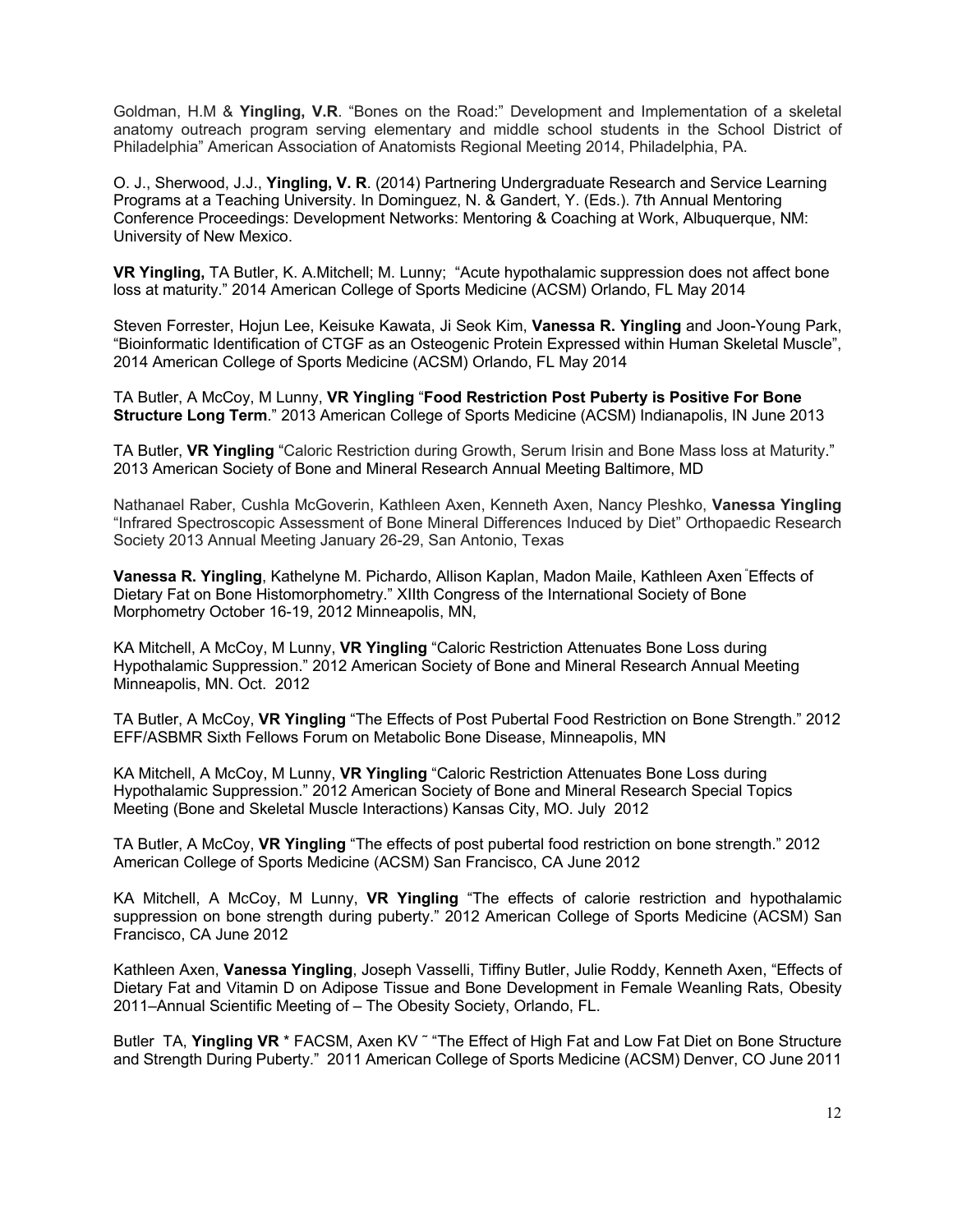Goldman, H.M & **Yingling, V.R**. "Bones on the Road:" Development and Implementation of a skeletal anatomy outreach program serving elementary and middle school students in the School District of Philadelphia" American Association of Anatomists Regional Meeting 2014, Philadelphia, PA.

O. J., Sherwood, J.J., **Yingling, V. R**. (2014) Partnering Undergraduate Research and Service Learning Programs at a Teaching University. In Dominguez, N. & Gandert, Y. (Eds.). 7th Annual Mentoring Conference Proceedings: Development Networks: Mentoring & Coaching at Work, Albuquerque, NM: University of New Mexico.

**VR Yingling,** TA Butler, K. A.Mitchell; M. Lunny; "Acute hypothalamic suppression does not affect bone loss at maturity." 2014 American College of Sports Medicine (ACSM) Orlando, FL May 2014

Steven Forrester, Hojun Lee, Keisuke Kawata, Ji Seok Kim, **Vanessa R. Yingling** and Joon-Young Park, "Bioinformatic Identification of CTGF as an Osteogenic Protein Expressed within Human Skeletal Muscle", 2014 American College of Sports Medicine (ACSM) Orlando, FL May 2014

TA Butler, A McCoy, M Lunny, **VR Yingling** "**Food Restriction Post Puberty is Positive For Bone Structure Long Term**." 2013 American College of Sports Medicine (ACSM) Indianapolis, IN June 2013

TA Butler, **VR Yingling** "Caloric Restriction during Growth, Serum Irisin and Bone Mass loss at Maturity." 2013 American Society of Bone and Mineral Research Annual Meeting Baltimore, MD

Nathanael Raber, Cushla McGoverin, Kathleen Axen, Kenneth Axen, Nancy Pleshko, **Vanessa Yingling** "Infrared Spectroscopic Assessment of Bone Mineral Differences Induced by Diet" Orthopaedic Research Society 2013 Annual Meeting January 26-29, San Antonio, Texas

**Vanessa R. Yingling**, Kathelyne M. Pichardo, Allison Kaplan, Madon Maile, Kathleen Axen "Effects of Dietary Fat on Bone Histomorphometry." XIIth Congress of the International Society of Bone Morphometry October 16-19, 2012 Minneapolis, MN,

KA Mitchell, A McCoy, M Lunny, **VR Yingling** "Caloric Restriction Attenuates Bone Loss during Hypothalamic Suppression." 2012 American Society of Bone and Mineral Research Annual Meeting Minneapolis, MN. Oct. 2012

TA Butler, A McCoy, **VR Yingling** "The Effects of Post Pubertal Food Restriction on Bone Strength." 2012 EFF/ASBMR Sixth Fellows Forum on Metabolic Bone Disease, Minneapolis, MN

KA Mitchell, A McCoy, M Lunny, **VR Yingling** "Caloric Restriction Attenuates Bone Loss during Hypothalamic Suppression." 2012 American Society of Bone and Mineral Research Special Topics Meeting (Bone and Skeletal Muscle Interactions) Kansas City, MO. July 2012

TA Butler, A McCoy, **VR Yingling** "The effects of post pubertal food restriction on bone strength." 2012 American College of Sports Medicine (ACSM) San Francisco, CA June 2012

KA Mitchell, A McCoy, M Lunny, **VR Yingling** "The effects of calorie restriction and hypothalamic suppression on bone strength during puberty." 2012 American College of Sports Medicine (ACSM) San Francisco, CA June 2012

Kathleen Axen, **Vanessa Yingling**, Joseph Vasselli, Tiffiny Butler, Julie Roddy, Kenneth Axen, "Effects of Dietary Fat and Vitamin D on Adipose Tissue and Bone Development in Female Weanling Rats, Obesity 2011–Annual Scientific Meeting of – The Obesity Society, Orlando, FL.

Butler TA, **Yingling VR** * FACSM, Axen KV ˜ "The Effect of High Fat and Low Fat Diet on Bone Structure and Strength During Puberty." 2011 American College of Sports Medicine (ACSM) Denver, CO June 2011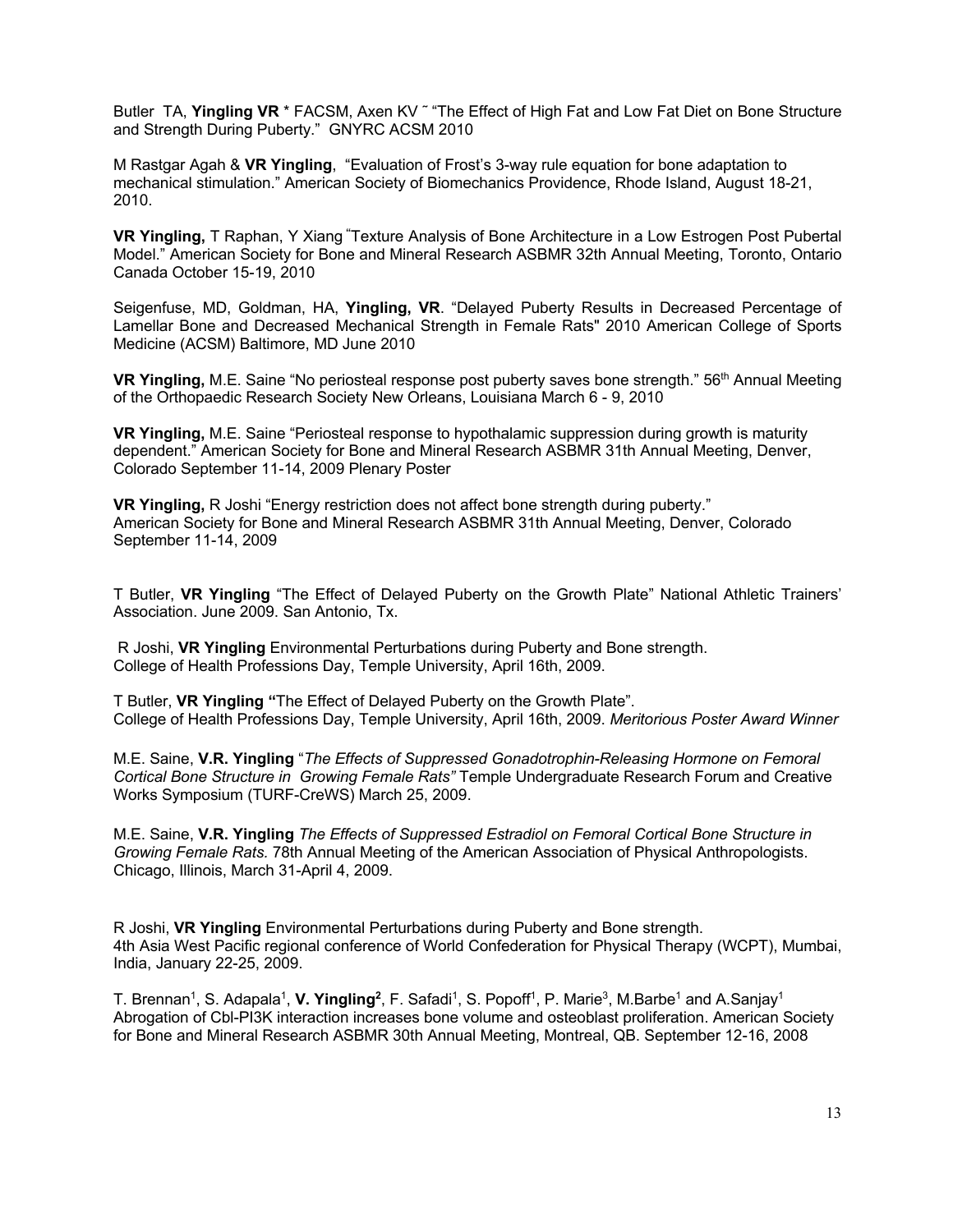Butler TA, **Yingling VR** * FACSM, Axen KV ˜ "The Effect of High Fat and Low Fat Diet on Bone Structure and Strength During Puberty." GNYRC ACSM 2010

M Rastgar Agah & **VR Yingling**, "Evaluation of Frost's 3-way rule equation for bone adaptation to mechanical stimulation." American Society of Biomechanics Providence, Rhode Island, August 18-21, 2010.

**VR Yingling,** T Raphan, Y Xiang "Texture Analysis of Bone Architecture in a Low Estrogen Post Pubertal Model." American Society for Bone and Mineral Research ASBMR 32th Annual Meeting, Toronto, Ontario Canada October 15-19, 2010

Seigenfuse, MD, Goldman, HA, **Yingling, VR**. "Delayed Puberty Results in Decreased Percentage of Lamellar Bone and Decreased Mechanical Strength in Female Rats" 2010 American College of Sports Medicine (ACSM) Baltimore, MD June 2010

**VR Yingling,** M.E. Saine "No periosteal response post puberty saves bone strength." 56th Annual Meeting of the Orthopaedic Research Society New Orleans, Louisiana March 6 - 9, 2010

**VR Yingling,** M.E. Saine "Periosteal response to hypothalamic suppression during growth is maturity dependent." American Society for Bone and Mineral Research ASBMR 31th Annual Meeting, Denver, Colorado September 11-14, 2009 Plenary Poster

**VR Yingling,** R Joshi "Energy restriction does not affect bone strength during puberty." American Society for Bone and Mineral Research ASBMR 31th Annual Meeting, Denver, Colorado September 11-14, 2009

T Butler, **VR Yingling** "The Effect of Delayed Puberty on the Growth Plate" National Athletic Trainers' Association. June 2009. San Antonio, Tx.

R Joshi, **VR Yingling** Environmental Perturbations during Puberty and Bone strength. College of Health Professions Day, Temple University, April 16th, 2009.

T Butler, **VR Yingling "**The Effect of Delayed Puberty on the Growth Plate". College of Health Professions Day, Temple University, April 16th, 2009. *Meritorious Poster Award Winner*

M.E. Saine, **V.R. Yingling** "*The Effects of Suppressed Gonadotrophin-Releasing Hormone on Femoral Cortical Bone Structure in Growing Female Rats"* Temple Undergraduate Research Forum and Creative Works Symposium (TURF-CreWS) March 25, 2009.

M.E. Saine, **V.R. Yingling** *The Effects of Suppressed Estradiol on Femoral Cortical Bone Structure in Growing Female Rats.* 78th Annual Meeting of the American Association of Physical Anthropologists. Chicago, Illinois, March 31-April 4, 2009.

R Joshi, **VR Yingling** Environmental Perturbations during Puberty and Bone strength. 4th Asia West Pacific regional conference of World Confederation for Physical Therapy (WCPT), Mumbai, India, January 22-25, 2009.

T. Brennan[1], S. Adapala[1], **V. Yingling[2]**, F. Safadi[1], S. Popoff[1], P. Marie[3], M.Barbe[1] and A.Sanjay[1] Abrogation of Cbl-PI3K interaction increases bone volume and osteoblast proliferation. American Society for Bone and Mineral Research ASBMR 30th Annual Meeting, Montreal, QB. September 12-16, 2008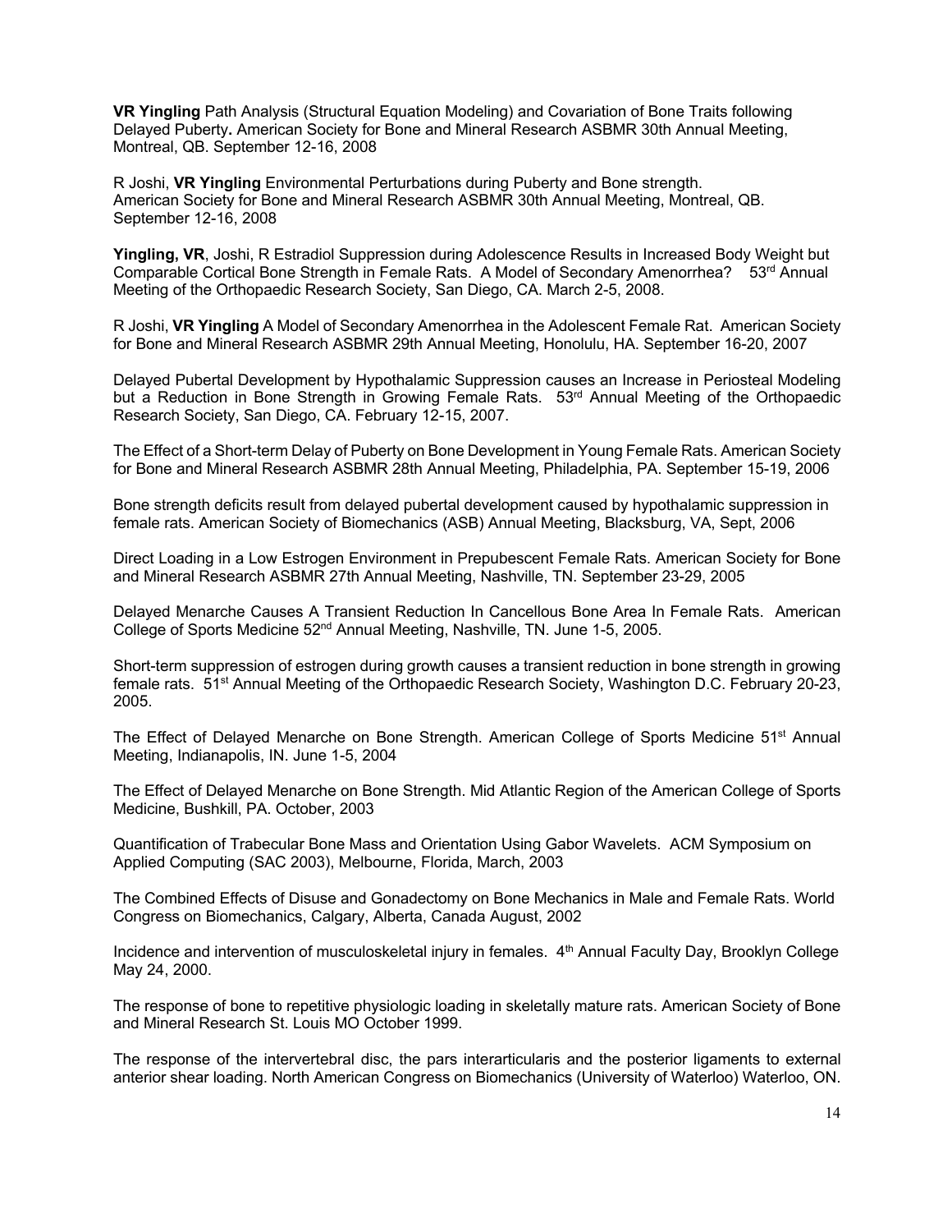**VR Yingling** Path Analysis (Structural Equation Modeling) and Covariation of Bone Traits following Delayed Puberty**.** American Society for Bone and Mineral Research ASBMR 30th Annual Meeting, Montreal, QB. September 12-16, 2008

R Joshi, **VR Yingling** Environmental Perturbations during Puberty and Bone strength. American Society for Bone and Mineral Research ASBMR 30th Annual Meeting, Montreal, QB. September 12-16, 2008

**Yingling, VR**, Joshi, R Estradiol Suppression during Adolescence Results in Increased Body Weight but Comparable Cortical Bone Strength in Female Rats. A Model of Secondary Amenorrhea? 53rd Annual Meeting of the Orthopaedic Research Society, San Diego, CA. March 2-5, 2008.

R Joshi, **VR Yingling** A Model of Secondary Amenorrhea in the Adolescent Female Rat. American Society for Bone and Mineral Research ASBMR 29th Annual Meeting, Honolulu, HA. September 16-20, 2007

Delayed Pubertal Development by Hypothalamic Suppression causes an Increase in Periosteal Modeling but a Reduction in Bone Strength in Growing Female Rats. 53rd Annual Meeting of the Orthopaedic Research Society, San Diego, CA. February 12-15, 2007.

The Effect of a Short-term Delay of Puberty on Bone Development in Young Female Rats. American Society for Bone and Mineral Research ASBMR 28th Annual Meeting, Philadelphia, PA. September 15-19, 2006

Bone strength deficits result from delayed pubertal development caused by hypothalamic suppression in female rats. American Society of Biomechanics (ASB) Annual Meeting, Blacksburg, VA, Sept, 2006

Direct Loading in a Low Estrogen Environment in Prepubescent Female Rats. American Society for Bone and Mineral Research ASBMR 27th Annual Meeting, Nashville, TN. September 23-29, 2005

Delayed Menarche Causes A Transient Reduction In Cancellous Bone Area In Female Rats. American College of Sports Medicine 52nd Annual Meeting, Nashville, TN. June 1-5, 2005.

Short-term suppression of estrogen during growth causes a transient reduction in bone strength in growing female rats. 51st Annual Meeting of the Orthopaedic Research Society, Washington D.C. February 20-23, 2005.

The Effect of Delayed Menarche on Bone Strength. American College of Sports Medicine 51st Annual Meeting, Indianapolis, IN. June 1-5, 2004

The Effect of Delayed Menarche on Bone Strength. Mid Atlantic Region of the American College of Sports Medicine, Bushkill, PA. October, 2003

Quantification of Trabecular Bone Mass and Orientation Using Gabor Wavelets. ACM Symposium on Applied Computing (SAC 2003), Melbourne, Florida, March, 2003

The Combined Effects of Disuse and Gonadectomy on Bone Mechanics in Male and Female Rats. World Congress on Biomechanics, Calgary, Alberta, Canada August, 2002

Incidence and intervention of musculoskeletal injury in females. 4th Annual Faculty Day, Brooklyn College May 24, 2000.

The response of bone to repetitive physiologic loading in skeletally mature rats. American Society of Bone and Mineral Research St. Louis MO October 1999.

The response of the intervertebral disc, the pars interarticularis and the posterior ligaments to external anterior shear loading. North American Congress on Biomechanics (University of Waterloo) Waterloo, ON.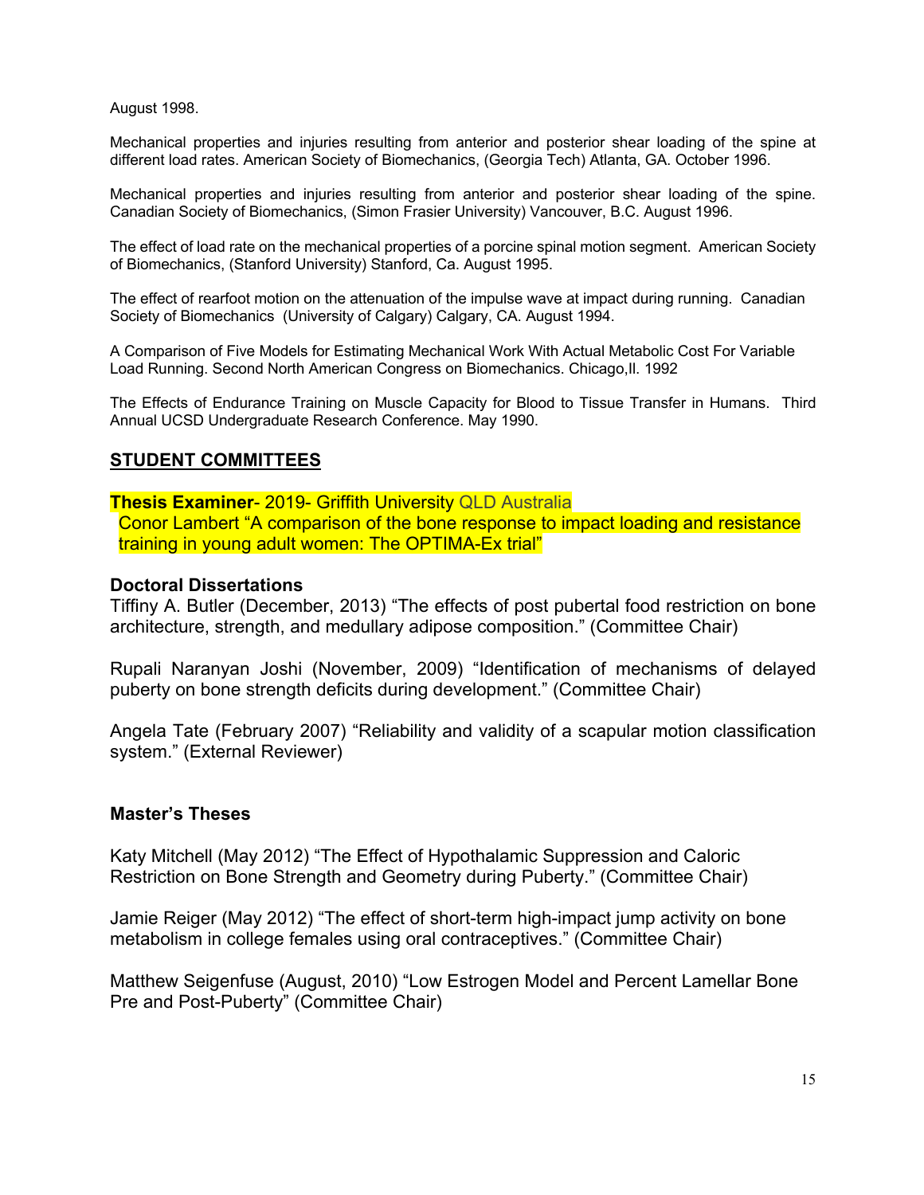August 1998.

Mechanical properties and injuries resulting from anterior and posterior shear loading of the spine at different load rates. American Society of Biomechanics, (Georgia Tech) Atlanta, GA. October 1996.

Mechanical properties and injuries resulting from anterior and posterior shear loading of the spine. Canadian Society of Biomechanics, (Simon Frasier University) Vancouver, B.C. August 1996.

The effect of load rate on the mechanical properties of a porcine spinal motion segment. American Society of Biomechanics, (Stanford University) Stanford, Ca. August 1995.

The effect of rearfoot motion on the attenuation of the impulse wave at impact during running. Canadian Society of Biomechanics (University of Calgary) Calgary, CA. August 1994.

A Comparison of Five Models for Estimating Mechanical Work With Actual Metabolic Cost For Variable Load Running. Second North American Congress on Biomechanics. Chicago,Il. 1992

The Effects of Endurance Training on Muscle Capacity for Blood to Tissue Transfer in Humans. Third Annual UCSD Undergraduate Research Conference. May 1990.

## STUDENT COMMITTEES

**Thesis Examiner**- 2019- Griffith University QLD Australia
Conor Lambert "A comparison of the bone response to impact loading and resistance training in young adult women: The OPTIMA-Ex trial"

### Doctoral Dissertations

Tiffiny A. Butler (December, 2013) "The effects of post pubertal food restriction on bone architecture, strength, and medullary adipose composition." (Committee Chair)

Rupali Naranyan Joshi (November, 2009) "Identification of mechanisms of delayed puberty on bone strength deficits during development." (Committee Chair)

Angela Tate (February 2007) "Reliability and validity of a scapular motion classification system." (External Reviewer)

### Master's Theses

Katy Mitchell (May 2012) "The Effect of Hypothalamic Suppression and Caloric Restriction on Bone Strength and Geometry during Puberty." (Committee Chair)

Jamie Reiger (May 2012) "The effect of short-term high-impact jump activity on bone metabolism in college females using oral contraceptives." (Committee Chair)

Matthew Seigenfuse (August, 2010) "Low Estrogen Model and Percent Lamellar Bone Pre and Post-Puberty" (Committee Chair)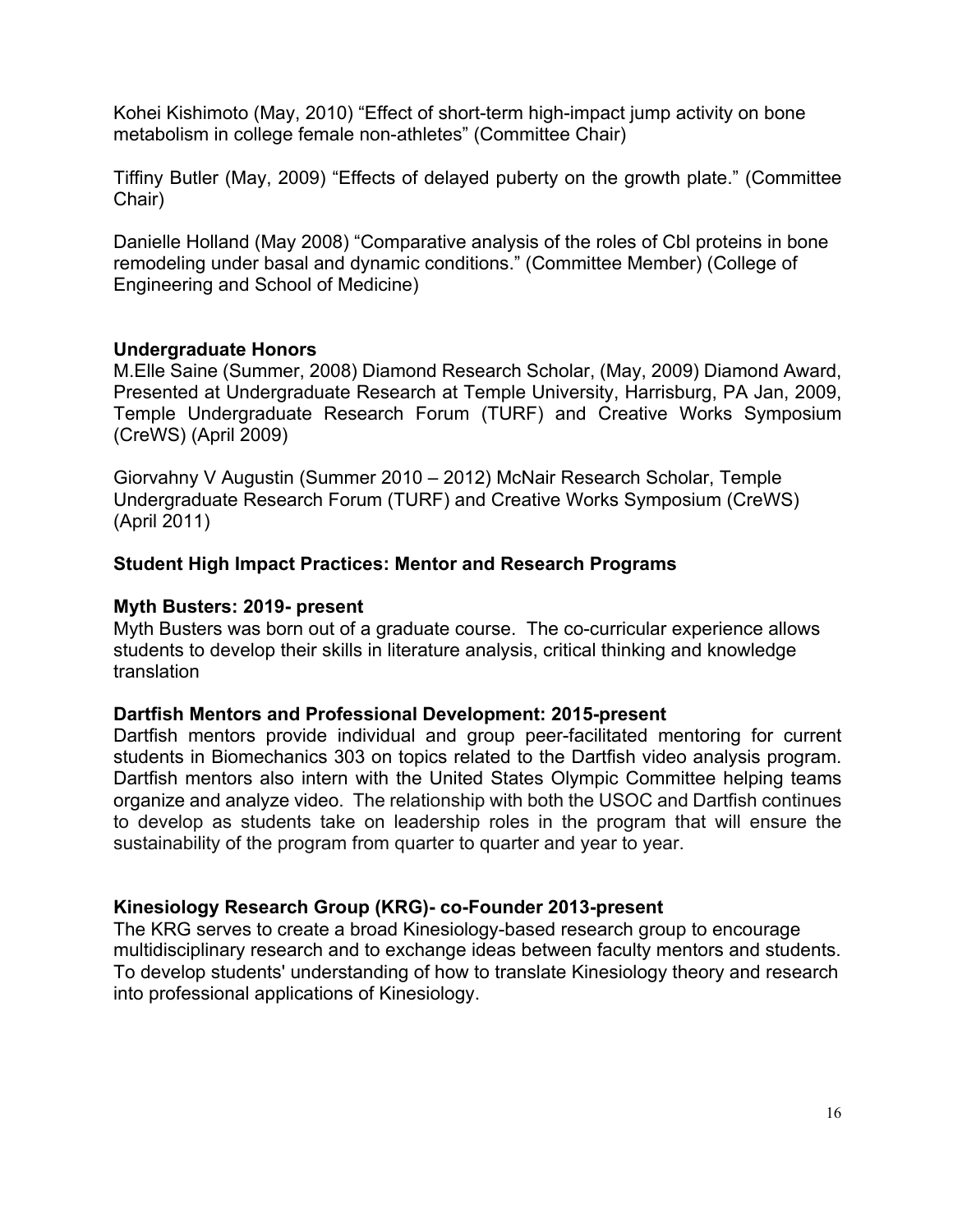Kohei Kishimoto (May, 2010) "Effect of short-term high-impact jump activity on bone metabolism in college female non-athletes" (Committee Chair)

Tiffiny Butler (May, 2009) "Effects of delayed puberty on the growth plate." (Committee Chair)

Danielle Holland (May 2008) "Comparative analysis of the roles of Cbl proteins in bone remodeling under basal and dynamic conditions." (Committee Member) (College of Engineering and School of Medicine)

**Undergraduate Honors**

M.Elle Saine (Summer, 2008) Diamond Research Scholar, (May, 2009) Diamond Award, Presented at Undergraduate Research at Temple University, Harrisburg, PA Jan, 2009, Temple Undergraduate Research Forum (TURF) and Creative Works Symposium (CreWS) (April 2009)

Giorvahny V Augustin (Summer 2010 – 2012) McNair Research Scholar, Temple Undergraduate Research Forum (TURF) and Creative Works Symposium (CreWS) (April 2011)

**Student High Impact Practices: Mentor and Research Programs**

**Myth Busters: 2019- present**

Myth Busters was born out of a graduate course. The co-curricular experience allows students to develop their skills in literature analysis, critical thinking and knowledge translation

**Dartfish Mentors and Professional Development: 2015-present**

Dartfish mentors provide individual and group peer-facilitated mentoring for current students in Biomechanics 303 on topics related to the Dartfish video analysis program. Dartfish mentors also intern with the United States Olympic Committee helping teams organize and analyze video. The relationship with both the USOC and Dartfish continues to develop as students take on leadership roles in the program that will ensure the sustainability of the program from quarter to quarter and year to year.

**Kinesiology Research Group (KRG)- co-Founder 2013-present**

The KRG serves to create a broad Kinesiology-based research group to encourage multidisciplinary research and to exchange ideas between faculty mentors and students. To develop students' understanding of how to translate Kinesiology theory and research into professional applications of Kinesiology.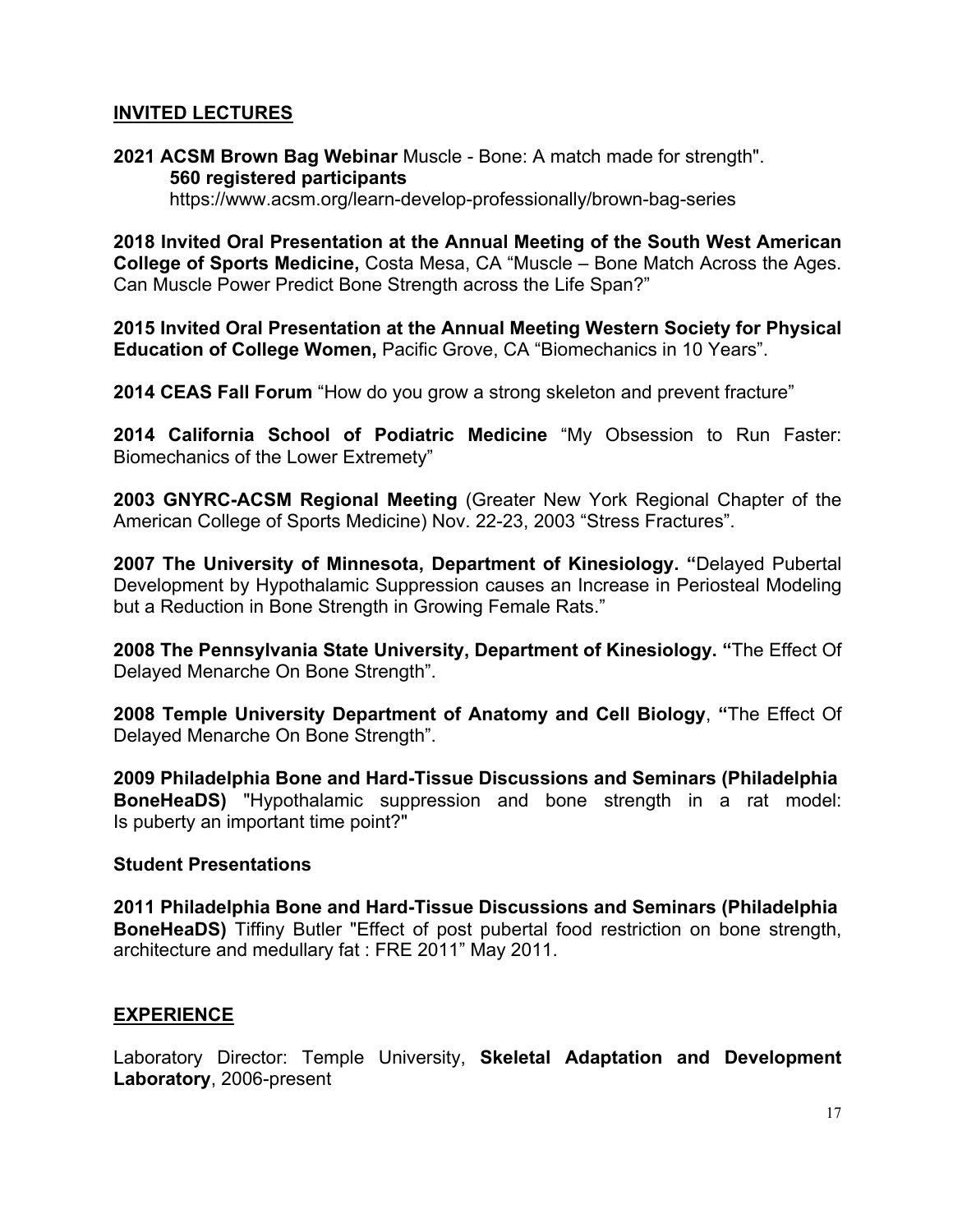## INVITED LECTURES

**2021 ACSM Brown Bag Webinar** Muscle - Bone: A match made for strength".
**560 registered participants**
https://www.acsm.org/learn-develop-professionally/brown-bag-series

**2018 Invited Oral Presentation at the Annual Meeting of the South West American College of Sports Medicine,** Costa Mesa, CA "Muscle – Bone Match Across the Ages. Can Muscle Power Predict Bone Strength across the Life Span?"

**2015 Invited Oral Presentation at the Annual Meeting Western Society for Physical Education of College Women,** Pacific Grove, CA "Biomechanics in 10 Years".

**2014 CEAS Fall Forum** "How do you grow a strong skeleton and prevent fracture"

**2014 California School of Podiatric Medicine** "My Obsession to Run Faster: Biomechanics of the Lower Extremety"

**2003 GNYRC-ACSM Regional Meeting** (Greater New York Regional Chapter of the American College of Sports Medicine) Nov. 22-23, 2003 "Stress Fractures".

**2007 The University of Minnesota, Department of Kinesiology. "**Delayed Pubertal Development by Hypothalamic Suppression causes an Increase in Periosteal Modeling but a Reduction in Bone Strength in Growing Female Rats."

**2008 The Pennsylvania State University, Department of Kinesiology. "**The Effect Of Delayed Menarche On Bone Strength".

**2008 Temple University Department of Anatomy and Cell Biology**, **"**The Effect Of Delayed Menarche On Bone Strength".

**2009 Philadelphia Bone and Hard-Tissue Discussions and Seminars (Philadelphia BoneHeaDS)** "Hypothalamic suppression and bone strength in a rat model: Is puberty an important time point?"

### Student Presentations

**2011 Philadelphia Bone and Hard-Tissue Discussions and Seminars (Philadelphia BoneHeaDS)** Tiffiny Butler "Effect of post pubertal food restriction on bone strength, architecture and medullary fat : FRE 2011" May 2011.

## EXPERIENCE

Laboratory Director: Temple University, **Skeletal Adaptation and Development Laboratory**, 2006-present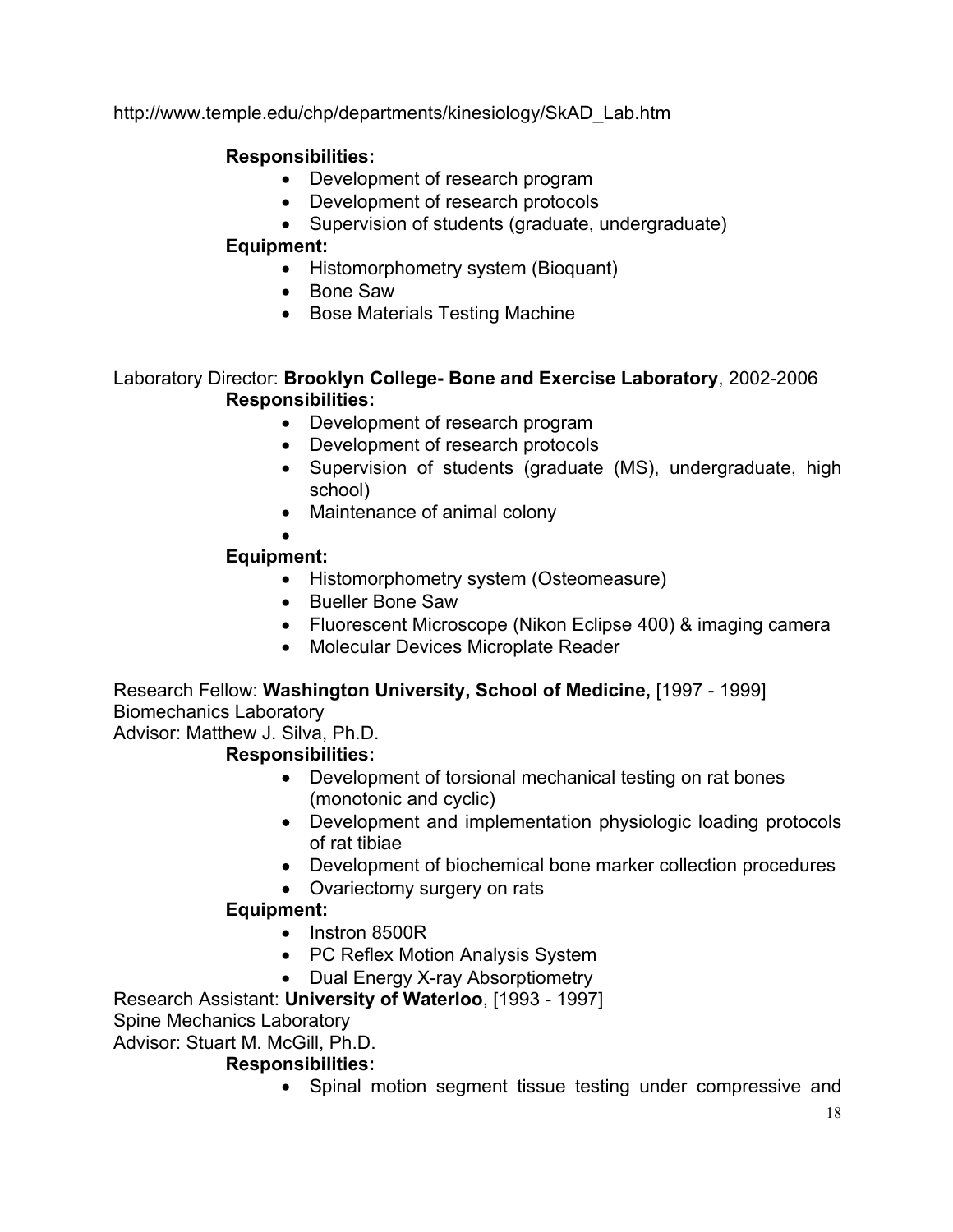http://www.temple.edu/chp/departments/kinesiology/SkAD_Lab.htm

**Responsibilities:**

- Development of research program
- Development of research protocols
- Supervision of students (graduate, undergraduate)

**Equipment:**

- Histomorphometry system (Bioquant)
- Bone Saw
- Bose Materials Testing Machine

Laboratory Director: **Brooklyn College- Bone and Exercise Laboratory**, 2002-2006

**Responsibilities:**

- Development of research program
- Development of research protocols
- Supervision of students (graduate (MS), undergraduate, high school)
- Maintenance of animal colony
-

**Equipment:**

- Histomorphometry system (Osteomeasure)
- Bueller Bone Saw
- Fluorescent Microscope (Nikon Eclipse 400) & imaging camera
- Molecular Devices Microplate Reader

Research Fellow: **Washington University, School of Medicine,** [1997 - 1999]
Biomechanics Laboratory
Advisor: Matthew J. Silva, Ph.D.

**Responsibilities:**

- Development of torsional mechanical testing on rat bones (monotonic and cyclic)
- Development and implementation physiologic loading protocols of rat tibiae
- Development of biochemical bone marker collection procedures
- Ovariectomy surgery on rats

**Equipment:**

- Instron 8500R
- PC Reflex Motion Analysis System
- Dual Energy X-ray Absorptiometry

Research Assistant: **University of Waterloo**, [1993 - 1997]
Spine Mechanics Laboratory
Advisor: Stuart M. McGill, Ph.D.

**Responsibilities:**

- Spinal motion segment tissue testing under compressive and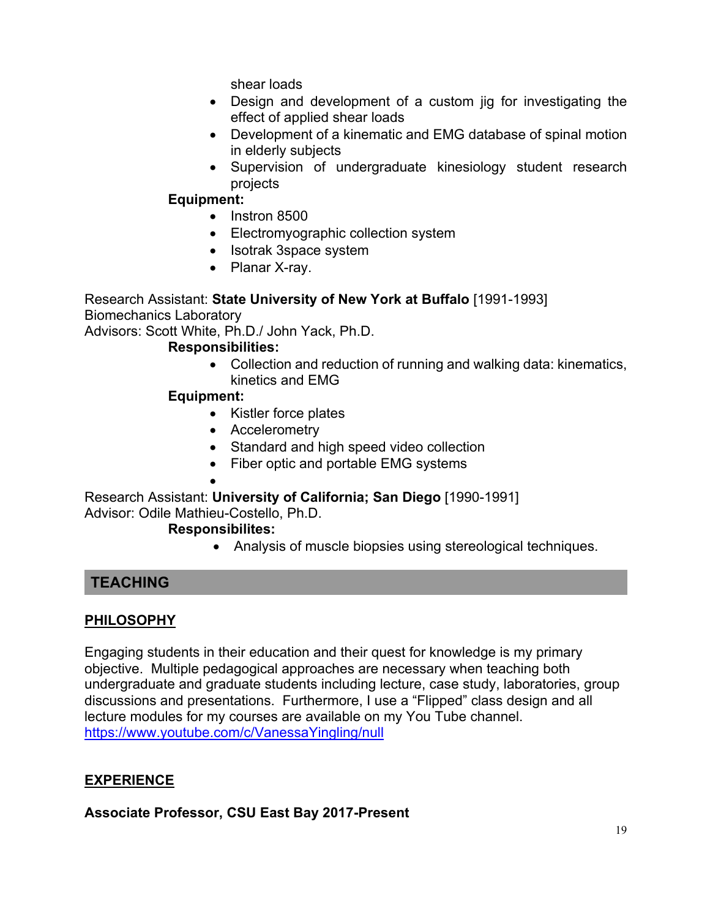shear loads

- Design and development of a custom jig for investigating the effect of applied shear loads
- Development of a kinematic and EMG database of spinal motion in elderly subjects
- Supervision of undergraduate kinesiology student research projects

**Equipment:**

- Instron 8500
- Electromyographic collection system
- Isotrak 3space system
- Planar X-ray.

Research Assistant: **State University of New York at Buffalo** [1991-1993]
Biomechanics Laboratory
Advisors: Scott White, Ph.D./ John Yack, Ph.D.

**Responsibilities:**

- Collection and reduction of running and walking data: kinematics, kinetics and EMG

**Equipment:**

- Kistler force plates
- Accelerometry
- Standard and high speed video collection
- Fiber optic and portable EMG systems
-

Research Assistant: **University of California; San Diego** [1990-1991]
Advisor: Odile Mathieu-Costello, Ph.D.

**Responsibilites:**

- Analysis of muscle biopsies using stereological techniques.

## TEACHING

### PHILOSOPHY

Engaging students in their education and their quest for knowledge is my primary objective. Multiple pedagogical approaches are necessary when teaching both undergraduate and graduate students including lecture, case study, laboratories, group discussions and presentations. Furthermore, I use a "Flipped" class design and all lecture modules for my courses are available on my You Tube channel. https://www.youtube.com/c/VanessaYingling/null

### EXPERIENCE

**Associate Professor, CSU East Bay 2017-Present**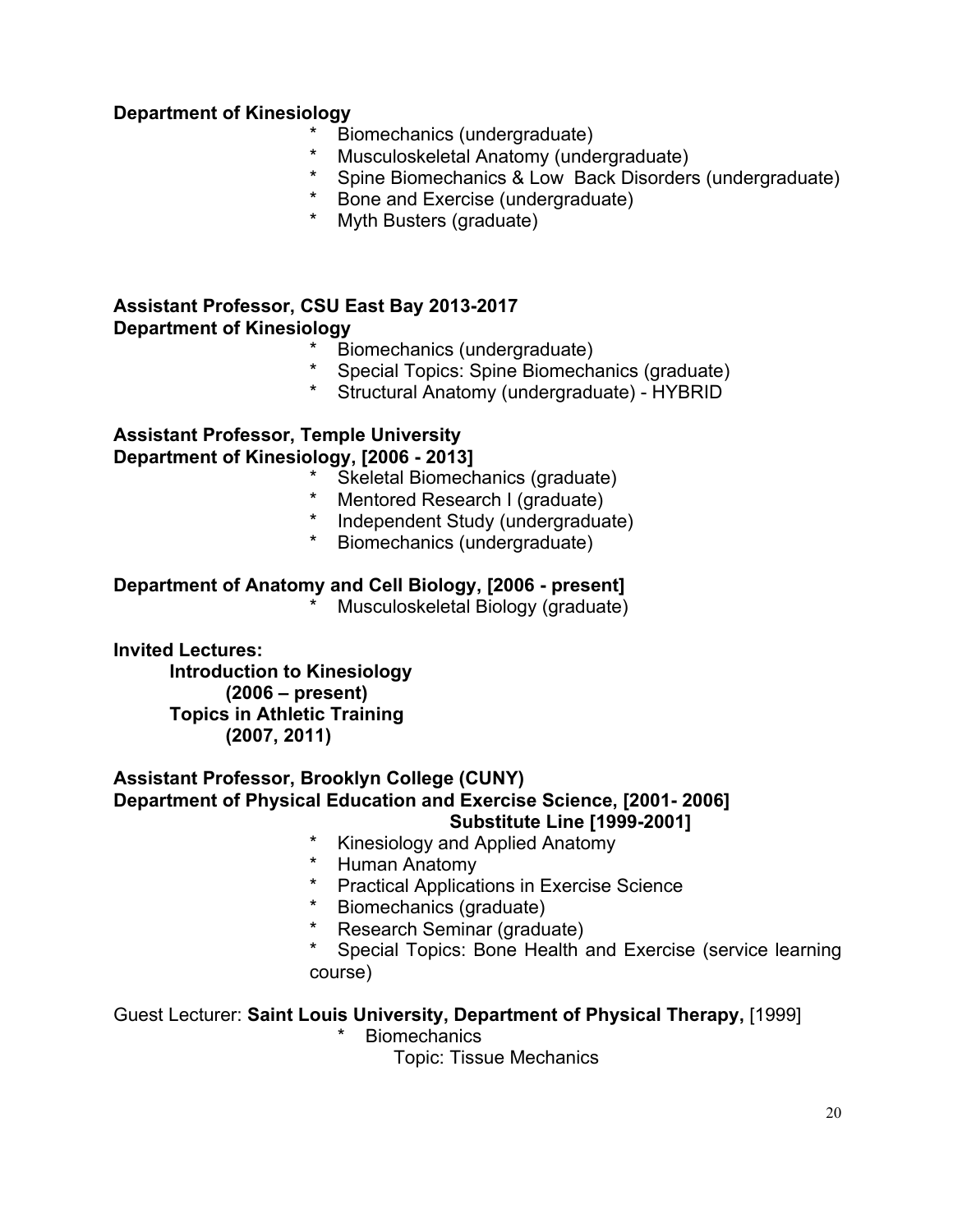**Department of Kinesiology**

* Biomechanics (undergraduate)
* Musculoskeletal Anatomy (undergraduate)
* Spine Biomechanics & Low Back Disorders (undergraduate)
* Bone and Exercise (undergraduate)
* Myth Busters (graduate)

**Assistant Professor, CSU East Bay 2013-2017**
**Department of Kinesiology**

* Biomechanics (undergraduate)
* Special Topics: Spine Biomechanics (graduate)
* Structural Anatomy (undergraduate) - HYBRID

**Assistant Professor, Temple University**
**Department of Kinesiology, [2006 - 2013]**

* Skeletal Biomechanics (graduate)
* Mentored Research I (graduate)
* Independent Study (undergraduate)
* Biomechanics (undergraduate)

**Department of Anatomy and Cell Biology, [2006 - present]**

* Musculoskeletal Biology (graduate)

**Invited Lectures:**

**Introduction to Kinesiology**
**(2006 – present)**
**Topics in Athletic Training**
**(2007, 2011)**

**Assistant Professor, Brooklyn College (CUNY)**
**Department of Physical Education and Exercise Science, [2001- 2006]**
**Substitute Line [1999-2001]**

* Kinesiology and Applied Anatomy
* Human Anatomy
* Practical Applications in Exercise Science
* Biomechanics (graduate)
* Research Seminar (graduate)
* Special Topics: Bone Health and Exercise (service learning course)

Guest Lecturer: **Saint Louis University, Department of Physical Therapy,** [1999]

* Biomechanics
  Topic: Tissue Mechanics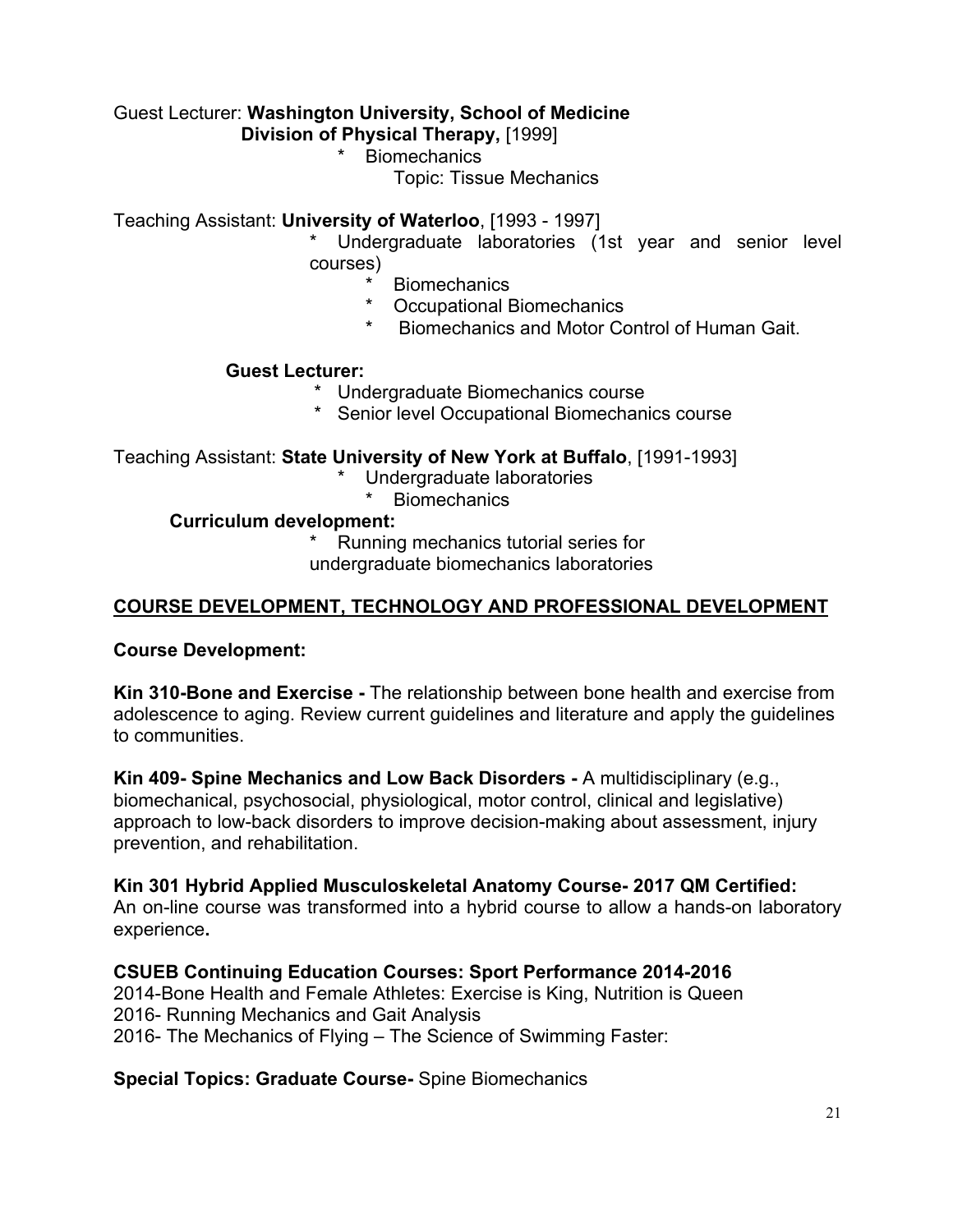Guest Lecturer: **Washington University, School of Medicine Division of Physical Therapy,** [1999]

- Biomechanics
  - Topic: Tissue Mechanics

Teaching Assistant: **University of Waterloo**, [1993 - 1997]

- Undergraduate laboratories (1st year and senior level courses)
  - Biomechanics
  - Occupational Biomechanics
  - Biomechanics and Motor Control of Human Gait.

**Guest Lecturer:**

- Undergraduate Biomechanics course
- Senior level Occupational Biomechanics course

Teaching Assistant: **State University of New York at Buffalo**, [1991-1993]

- Undergraduate laboratories
  - Biomechanics

**Curriculum development:**

- Running mechanics tutorial series for undergraduate biomechanics laboratories

## COURSE DEVELOPMENT, TECHNOLOGY AND PROFESSIONAL DEVELOPMENT

**Course Development:**

**Kin 310-Bone and Exercise -** The relationship between bone health and exercise from adolescence to aging. Review current guidelines and literature and apply the guidelines to communities.

**Kin 409- Spine Mechanics and Low Back Disorders -** A multidisciplinary (e.g., biomechanical, psychosocial, physiological, motor control, clinical and legislative) approach to low-back disorders to improve decision-making about assessment, injury prevention, and rehabilitation.

**Kin 301 Hybrid Applied Musculoskeletal Anatomy Course- 2017 QM Certified:**
An on-line course was transformed into a hybrid course to allow a hands-on laboratory experience**.**

**CSUEB Continuing Education Courses: Sport Performance 2014-2016**
2014-Bone Health and Female Athletes: Exercise is King, Nutrition is Queen
2016- Running Mechanics and Gait Analysis
2016- The Mechanics of Flying – The Science of Swimming Faster:

**Special Topics: Graduate Course-** Spine Biomechanics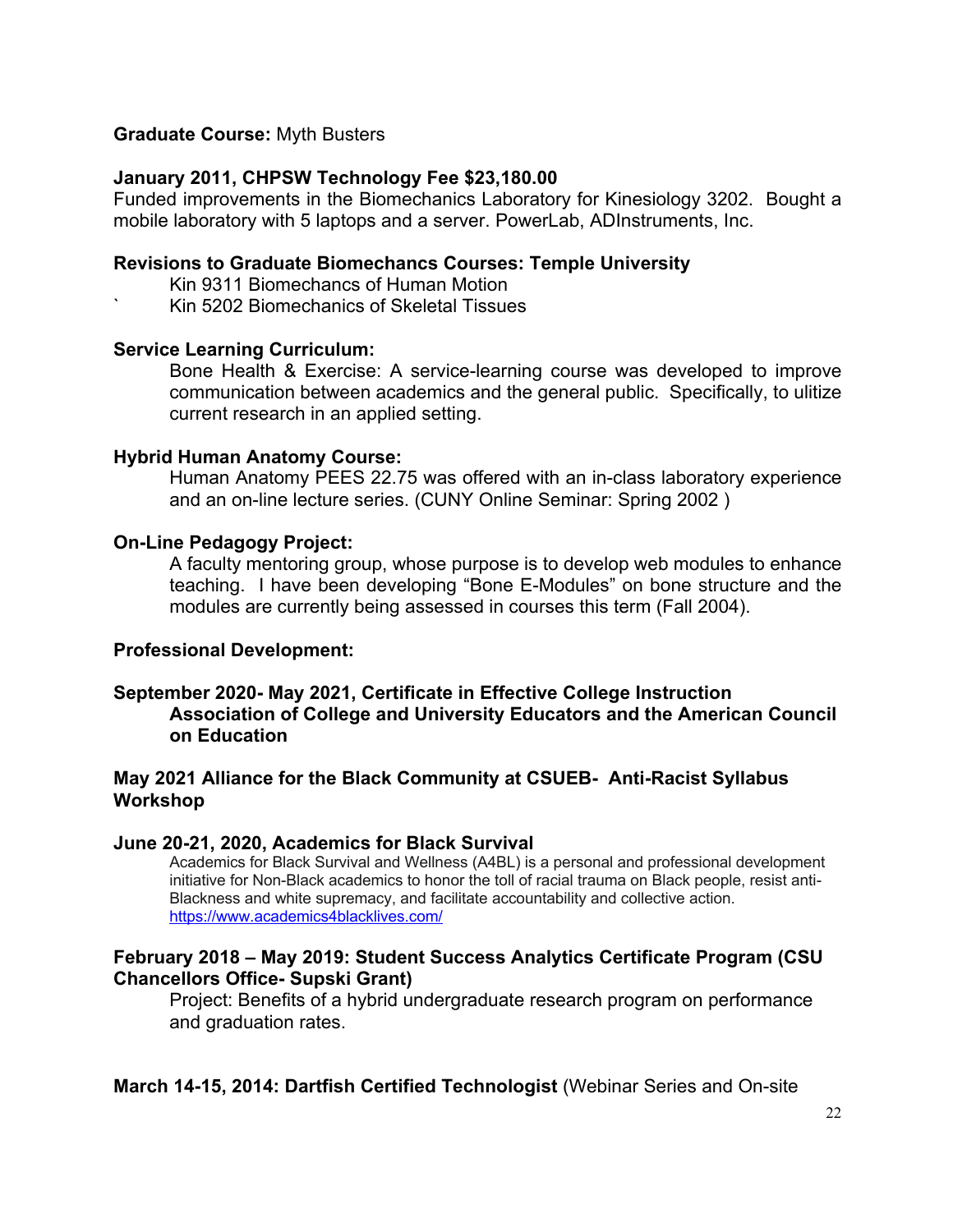**Graduate Course:** Myth Busters

**January 2011, CHPSW Technology Fee $23,180.00**
Funded improvements in the Biomechanics Laboratory for Kinesiology 3202. Bought a mobile laboratory with 5 laptops and a server. PowerLab, ADInstruments, Inc.

**Revisions to Graduate Biomechancs Courses: Temple University**

Kin 9311 Biomechancs of Human Motion
` Kin 5202 Biomechanics of Skeletal Tissues

**Service Learning Curriculum:**

Bone Health & Exercise: A service-learning course was developed to improve communication between academics and the general public. Specifically, to ulitize current research in an applied setting.

**Hybrid Human Anatomy Course:**

Human Anatomy PEES 22.75 was offered with an in-class laboratory experience and an on-line lecture series. (CUNY Online Seminar: Spring 2002 )

**On-Line Pedagogy Project:**

A faculty mentoring group, whose purpose is to develop web modules to enhance teaching. I have been developing "Bone E-Modules" on bone structure and the modules are currently being assessed in courses this term (Fall 2004).

**Professional Development:**

**September 2020- May 2021, Certificate in Effective College Instruction**
**Association of College and University Educators and the American Council on Education**

**May 2021 Alliance for the Black Community at CSUEB- Anti-Racist Syllabus Workshop**

**June 20-21, 2020, Academics for Black Survival**

Academics for Black Survival and Wellness (A4BL) is a personal and professional development initiative for Non-Black academics to honor the toll of racial trauma on Black people, resist anti-Blackness and white supremacy, and facilitate accountability and collective action.
https://www.academics4blacklives.com/

**February 2018 – May 2019: Student Success Analytics Certificate Program (CSU Chancellors Office- Supski Grant)**

Project: Benefits of a hybrid undergraduate research program on performance and graduation rates.

**March 14-15, 2014: Dartfish Certified Technologist** (Webinar Series and On-site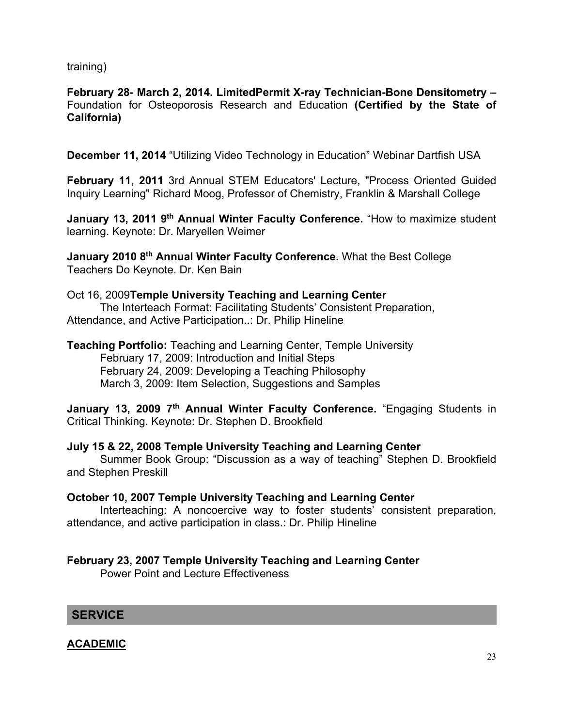training)

**February 28- March 2, 2014. LimitedPermit X-ray Technician-Bone Densitometry –** Foundation for Osteoporosis Research and Education **(Certified by the State of California)**

**December 11, 2014** “Utilizing Video Technology in Education” Webinar Dartfish USA

**February 11, 2011** 3rd Annual STEM Educators' Lecture, "Process Oriented Guided Inquiry Learning" Richard Moog, Professor of Chemistry, Franklin & Marshall College

**January 13, 2011 9th Annual Winter Faculty Conference.** “How to maximize student learning. Keynote: Dr. Maryellen Weimer

**January 2010 8th Annual Winter Faculty Conference.** What the Best College Teachers Do Keynote. Dr. Ken Bain

Oct 16, 2009**Temple University Teaching and Learning Center**
The Interteach Format: Facilitating Students’ Consistent Preparation, Attendance, and Active Participation..: Dr. Philip Hineline

**Teaching Portfolio:** Teaching and Learning Center, Temple University
February 17, 2009: Introduction and Initial Steps
February 24, 2009: Developing a Teaching Philosophy
March 3, 2009: Item Selection, Suggestions and Samples

**January 13, 2009 7th Annual Winter Faculty Conference.** “Engaging Students in Critical Thinking. Keynote: Dr. Stephen D. Brookfield

**July 15 & 22, 2008 Temple University Teaching and Learning Center**
Summer Book Group: “Discussion as a way of teaching” Stephen D. Brookfield and Stephen Preskill

**October 10, 2007 Temple University Teaching and Learning Center**
Interteaching: A noncoercive way to foster students’ consistent preparation, attendance, and active participation in class.: Dr. Philip Hineline

**February 23, 2007 Temple University Teaching and Learning Center**
Power Point and Lecture Effectiveness

## SERVICE

**ACADEMIC**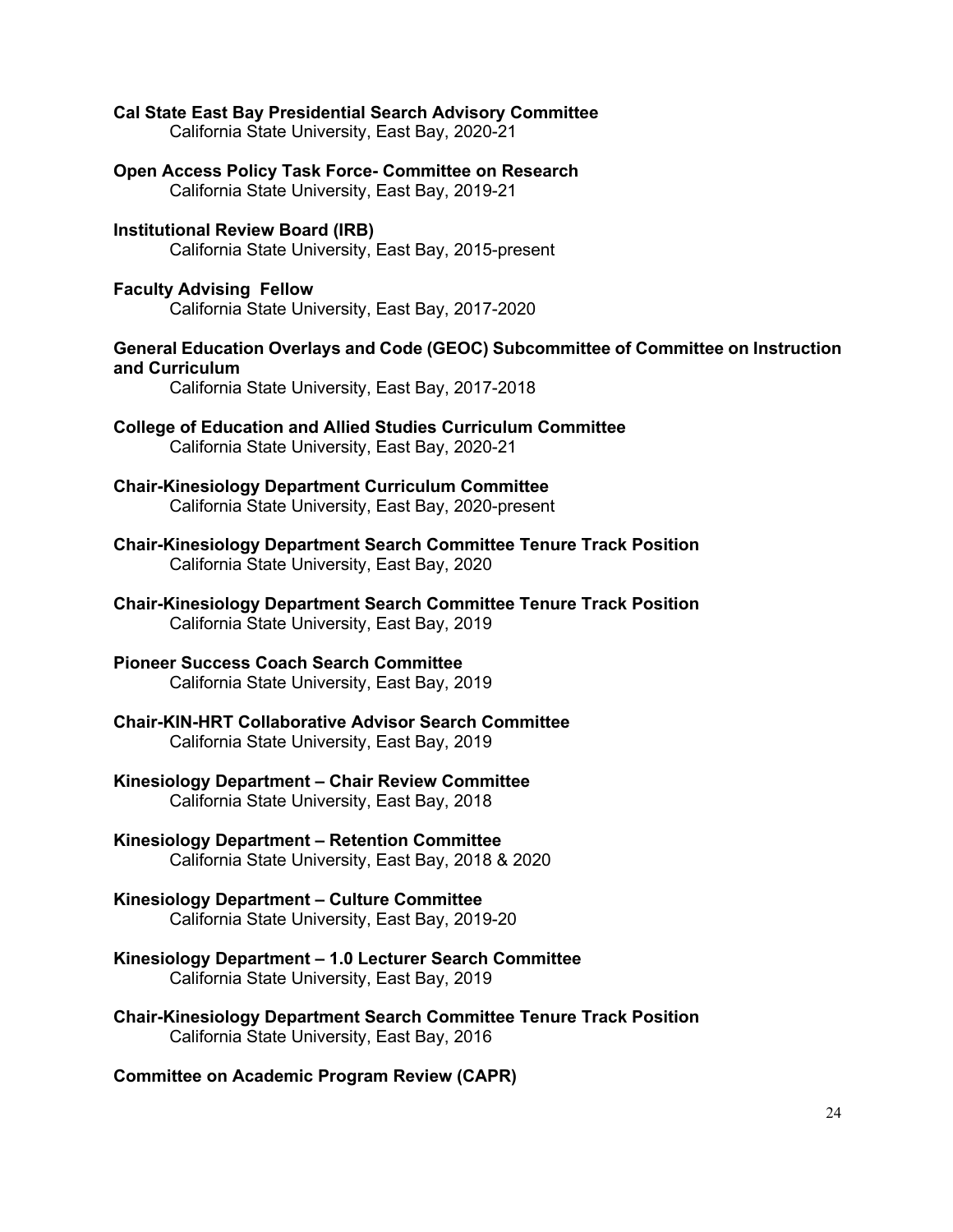**Cal State East Bay Presidential Search Advisory Committee**
California State University, East Bay, 2020-21

**Open Access Policy Task Force- Committee on Research**
California State University, East Bay, 2019-21

**Institutional Review Board (IRB)**
California State University, East Bay, 2015-present

**Faculty Advising Fellow**
California State University, East Bay, 2017-2020

**General Education Overlays and Code (GEOC) Subcommittee of Committee on Instruction and Curriculum**
California State University, East Bay, 2017-2018

**College of Education and Allied Studies Curriculum Committee**
California State University, East Bay, 2020-21

**Chair-Kinesiology Department Curriculum Committee**
California State University, East Bay, 2020-present

**Chair-Kinesiology Department Search Committee Tenure Track Position**
California State University, East Bay, 2020

**Chair-Kinesiology Department Search Committee Tenure Track Position**
California State University, East Bay, 2019

**Pioneer Success Coach Search Committee**
California State University, East Bay, 2019

**Chair-KIN-HRT Collaborative Advisor Search Committee**
California State University, East Bay, 2019

**Kinesiology Department – Chair Review Committee**
California State University, East Bay, 2018

**Kinesiology Department – Retention Committee**
California State University, East Bay, 2018 & 2020

**Kinesiology Department – Culture Committee**
California State University, East Bay, 2019-20

**Kinesiology Department – 1.0 Lecturer Search Committee**
California State University, East Bay, 2019

**Chair-Kinesiology Department Search Committee Tenure Track Position**
California State University, East Bay, 2016

**Committee on Academic Program Review (CAPR)**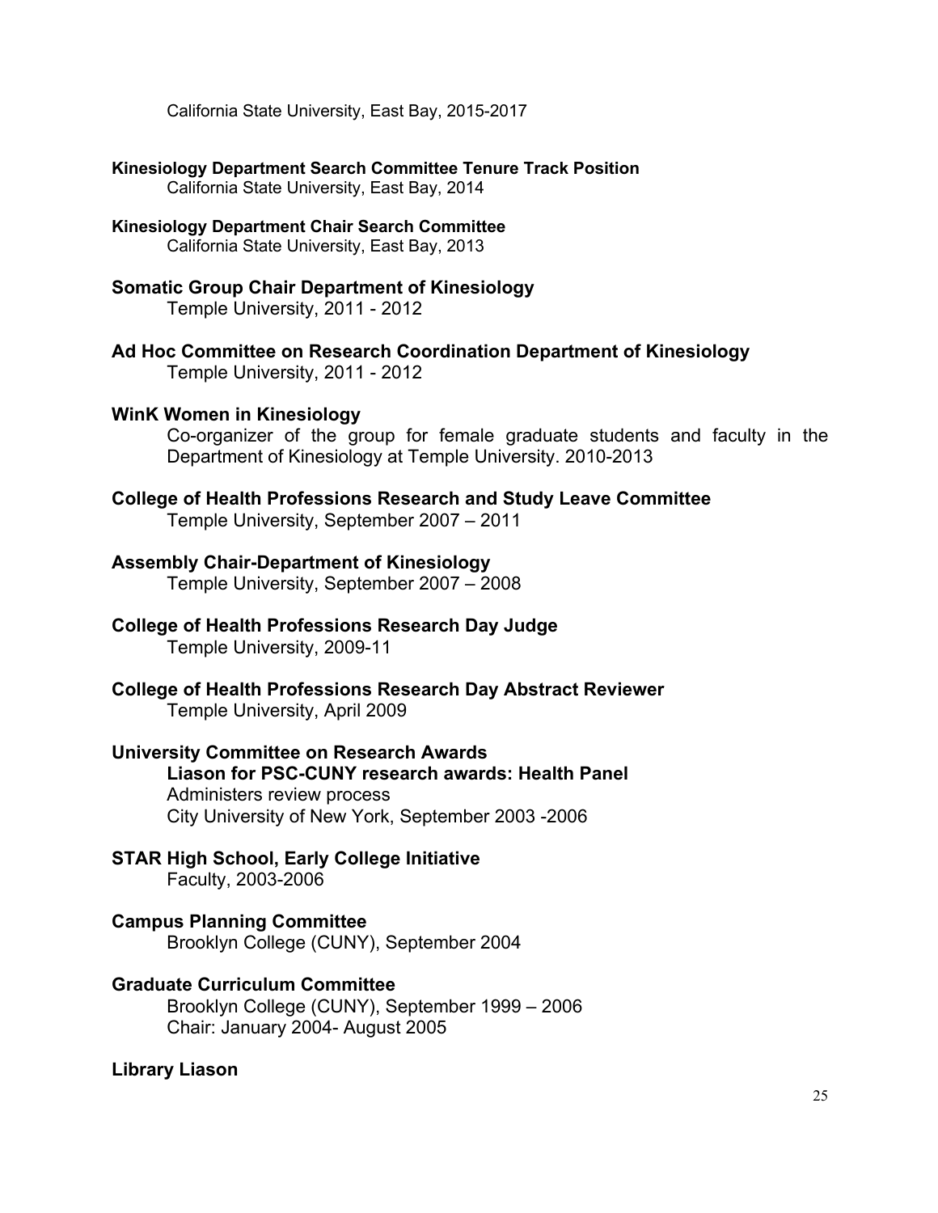California State University, East Bay, 2015-2017

**Kinesiology Department Search Committee Tenure Track Position**
California State University, East Bay, 2014

**Kinesiology Department Chair Search Committee**
California State University, East Bay, 2013

**Somatic Group Chair Department of Kinesiology**
Temple University, 2011 - 2012

**Ad Hoc Committee on Research Coordination Department of Kinesiology**
Temple University, 2011 - 2012

**WinK Women in Kinesiology**
Co-organizer of the group for female graduate students and faculty in the Department of Kinesiology at Temple University. 2010-2013

**College of Health Professions Research and Study Leave Committee**
Temple University, September 2007 – 2011

**Assembly Chair-Department of Kinesiology**
Temple University, September 2007 – 2008

**College of Health Professions Research Day Judge**
Temple University, 2009-11

**College of Health Professions Research Day Abstract Reviewer**
Temple University, April 2009

**University Committee on Research Awards**
**Liason for PSC-CUNY research awards: Health Panel**
Administers review process
City University of New York, September 2003 -2006

**STAR High School, Early College Initiative**
Faculty, 2003-2006

**Campus Planning Committee**
Brooklyn College (CUNY), September 2004

**Graduate Curriculum Committee**
Brooklyn College (CUNY), September 1999 – 2006
Chair: January 2004- August 2005

**Library Liason**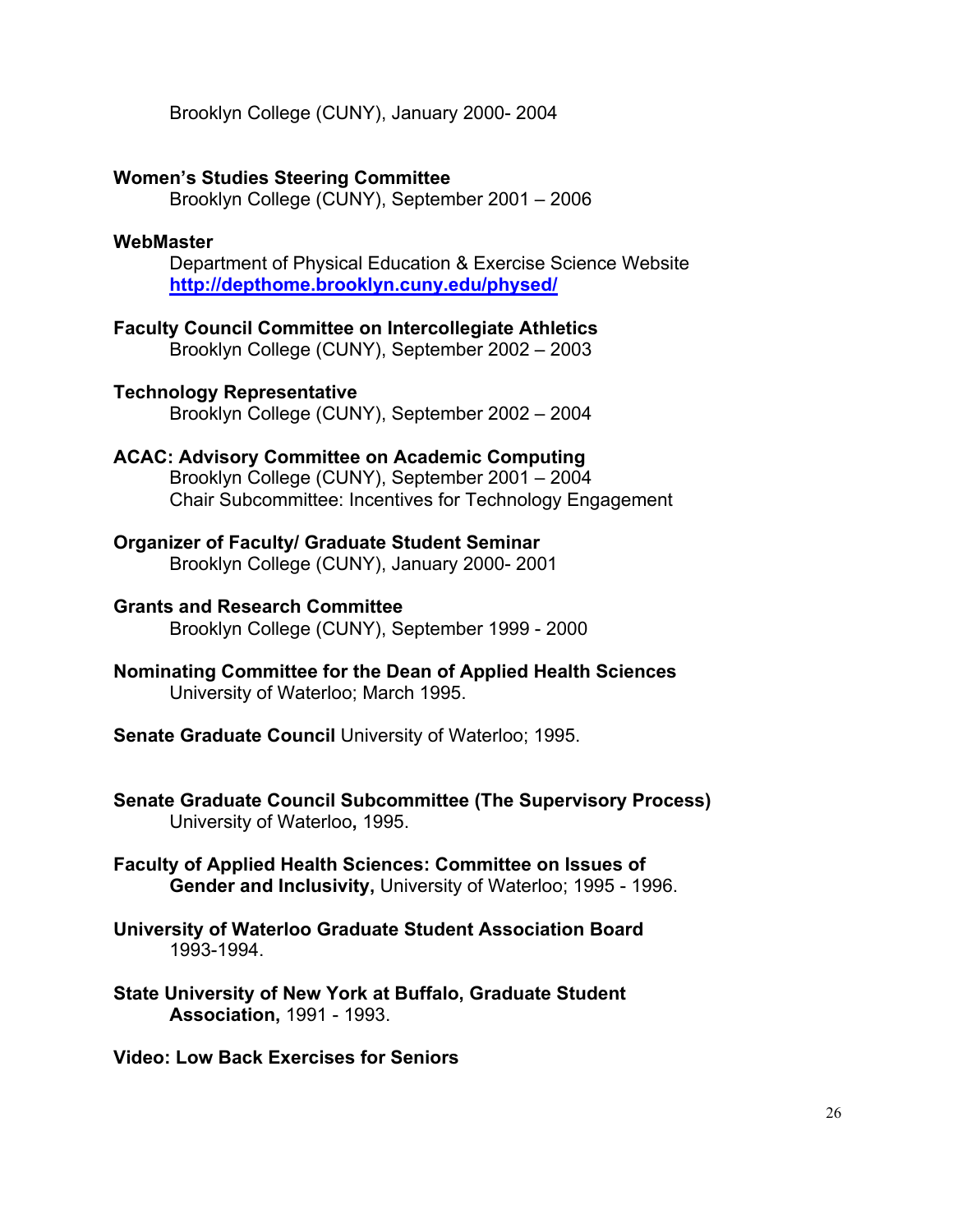Brooklyn College (CUNY), January 2000- 2004

**Women's Studies Steering Committee**
Brooklyn College (CUNY), September 2001 – 2006

**WebMaster**
Department of Physical Education & Exercise Science Website
**http://depthome.brooklyn.cuny.edu/physed/**

**Faculty Council Committee on Intercollegiate Athletics**
Brooklyn College (CUNY), September 2002 – 2003

**Technology Representative**
Brooklyn College (CUNY), September 2002 – 2004

**ACAC: Advisory Committee on Academic Computing**
Brooklyn College (CUNY), September 2001 – 2004
Chair Subcommittee: Incentives for Technology Engagement

**Organizer of Faculty/ Graduate Student Seminar**
Brooklyn College (CUNY), January 2000- 2001

**Grants and Research Committee**
Brooklyn College (CUNY), September 1999 - 2000

**Nominating Committee for the Dean of Applied Health Sciences**
University of Waterloo; March 1995.

**Senate Graduate Council** University of Waterloo; 1995.

**Senate Graduate Council Subcommittee (The Supervisory Process)**
University of Waterloo**,** 1995.

**Faculty of Applied Health Sciences: Committee on Issues of Gender and Inclusivity,** University of Waterloo; 1995 - 1996.

**University of Waterloo Graduate Student Association Board**
1993-1994.

**State University of New York at Buffalo, Graduate Student Association,** 1991 - 1993.

**Video: Low Back Exercises for Seniors**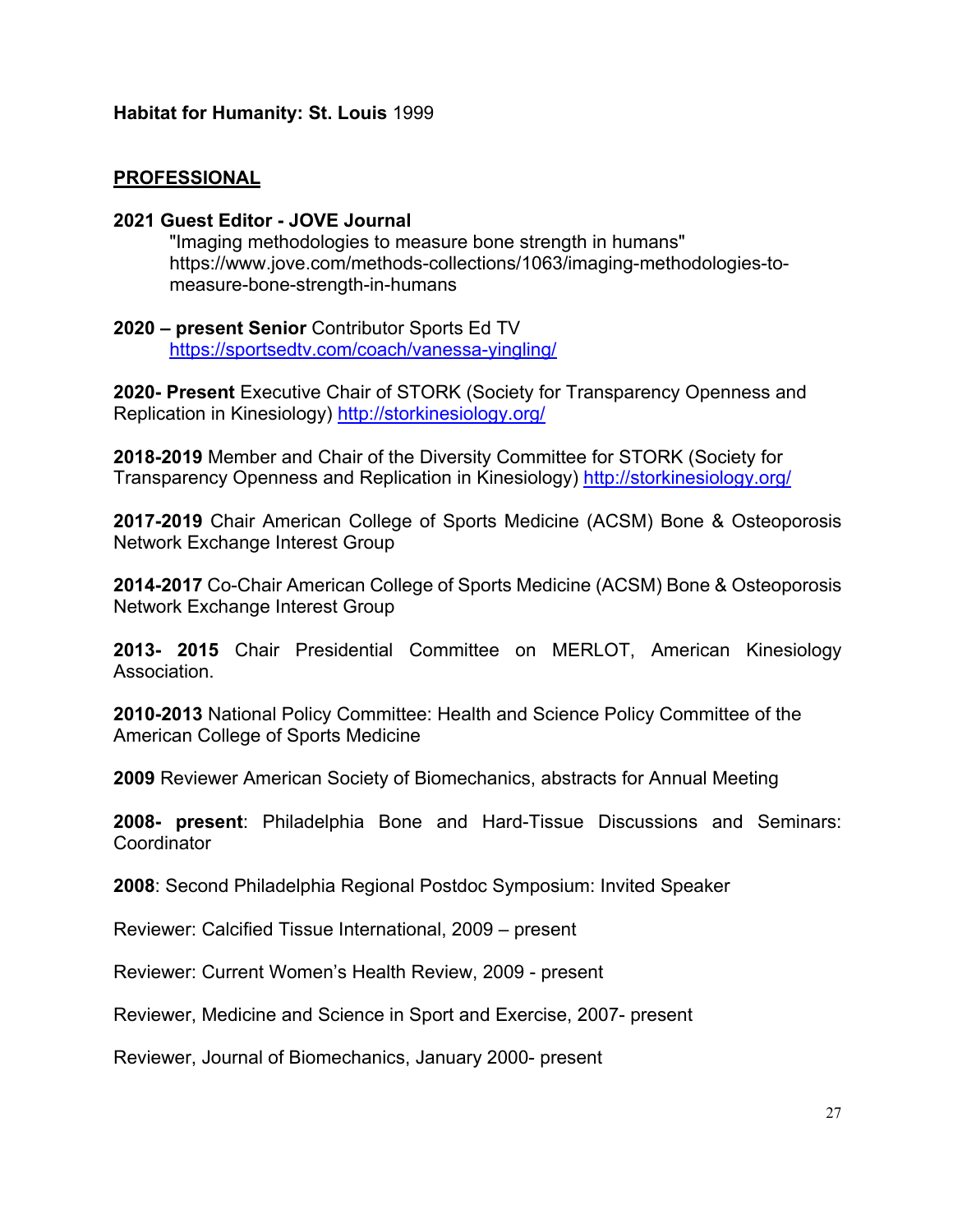**Habitat for Humanity: St. Louis** 1999

## PROFESSIONAL

**2021 Guest Editor - JOVE Journal**
"Imaging methodologies to measure bone strength in humans"
https://www.jove.com/methods-collections/1063/imaging-methodologies-to-measure-bone-strength-in-humans

**2020 – present Senior** Contributor Sports Ed TV
https://sportsedtv.com/coach/vanessa-yingling/

**2020- Present** Executive Chair of STORK (Society for Transparency Openness and Replication in Kinesiology) http://storkinesiology.org/

**2018-2019** Member and Chair of the Diversity Committee for STORK (Society for Transparency Openness and Replication in Kinesiology) http://storkinesiology.org/

**2017-2019** Chair American College of Sports Medicine (ACSM) Bone & Osteoporosis Network Exchange Interest Group

**2014-2017** Co-Chair American College of Sports Medicine (ACSM) Bone & Osteoporosis Network Exchange Interest Group

**2013- 2015** Chair Presidential Committee on MERLOT, American Kinesiology Association.

**2010-2013** National Policy Committee: Health and Science Policy Committee of the American College of Sports Medicine

**2009** Reviewer American Society of Biomechanics, abstracts for Annual Meeting

**2008- present**: Philadelphia Bone and Hard-Tissue Discussions and Seminars: Coordinator

**2008**: Second Philadelphia Regional Postdoc Symposium: Invited Speaker

Reviewer: Calcified Tissue International, 2009 – present

Reviewer: Current Women's Health Review, 2009 - present

Reviewer, Medicine and Science in Sport and Exercise, 2007- present

Reviewer, Journal of Biomechanics, January 2000- present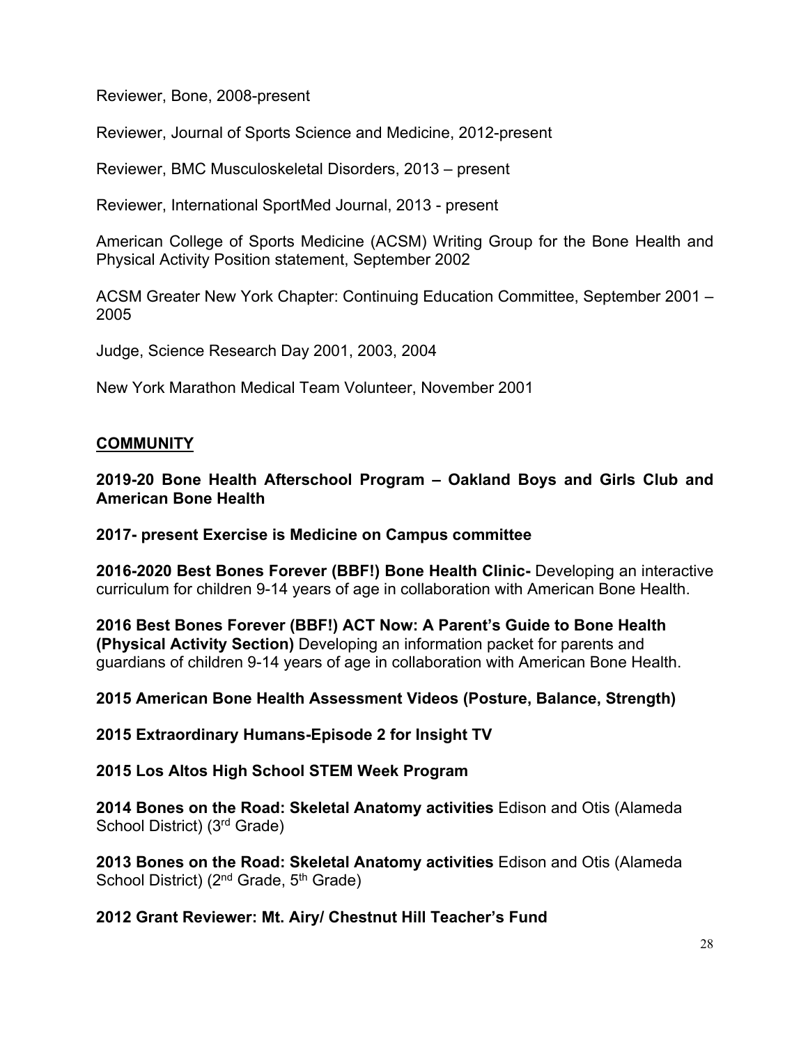Reviewer, Bone, 2008-present

Reviewer, Journal of Sports Science and Medicine, 2012-present

Reviewer, BMC Musculoskeletal Disorders, 2013 – present

Reviewer, International SportMed Journal, 2013 - present

American College of Sports Medicine (ACSM) Writing Group for the Bone Health and Physical Activity Position statement, September 2002

ACSM Greater New York Chapter: Continuing Education Committee, September 2001 – 2005

Judge, Science Research Day 2001, 2003, 2004

New York Marathon Medical Team Volunteer, November 2001

## COMMUNITY

**2019-20 Bone Health Afterschool Program – Oakland Boys and Girls Club and American Bone Health**

**2017- present Exercise is Medicine on Campus committee**

**2016-2020 Best Bones Forever (BBF!) Bone Health Clinic-** Developing an interactive curriculum for children 9-14 years of age in collaboration with American Bone Health.

**2016 Best Bones Forever (BBF!) ACT Now: A Parent's Guide to Bone Health (Physical Activity Section)** Developing an information packet for parents and guardians of children 9-14 years of age in collaboration with American Bone Health.

**2015 American Bone Health Assessment Videos (Posture, Balance, Strength)**

**2015 Extraordinary Humans-Episode 2 for Insight TV**

**2015 Los Altos High School STEM Week Program**

**2014 Bones on the Road: Skeletal Anatomy activities** Edison and Otis (Alameda School District) (3rd Grade)

**2013 Bones on the Road: Skeletal Anatomy activities** Edison and Otis (Alameda School District) (2nd Grade, 5th Grade)

**2012 Grant Reviewer: Mt. Airy/ Chestnut Hill Teacher's Fund**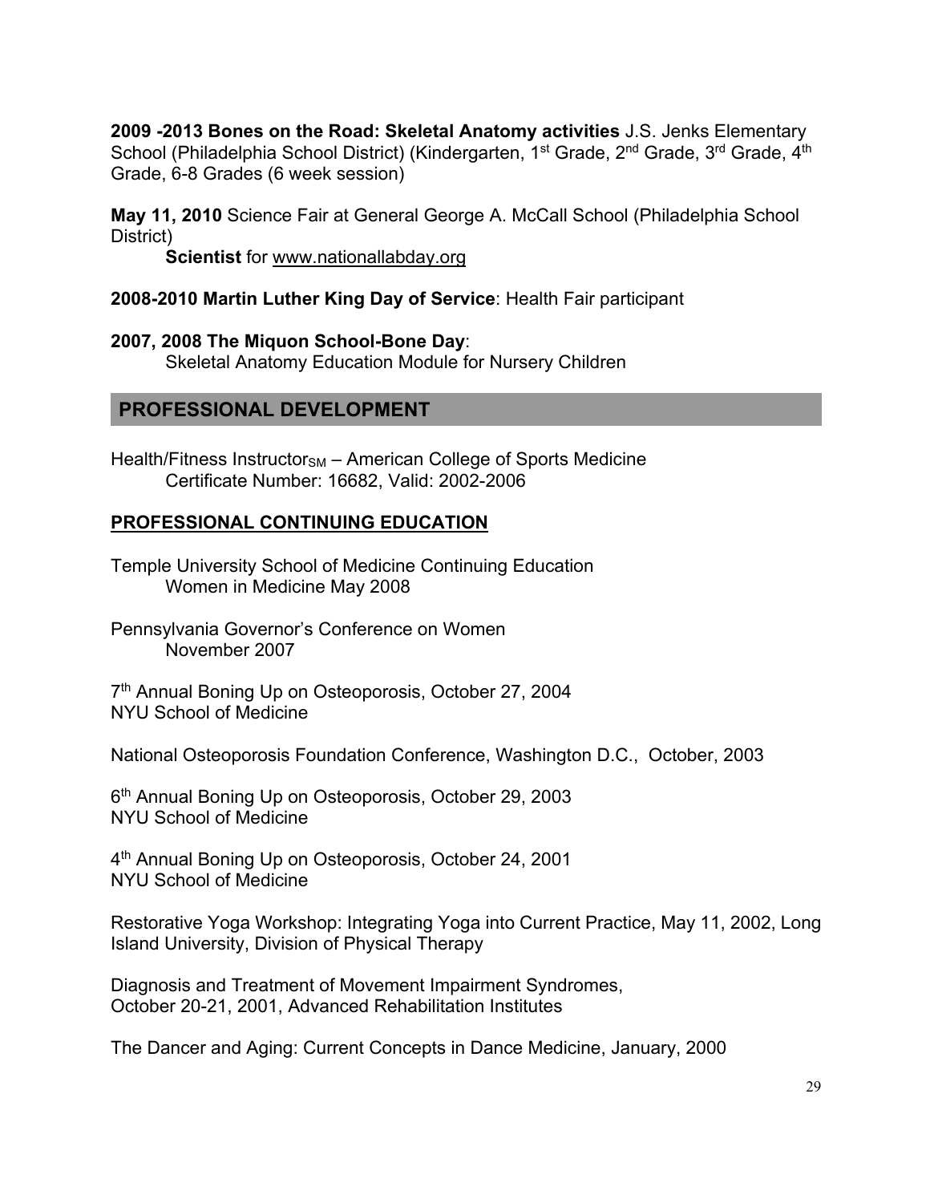**2009 -2013 Bones on the Road: Skeletal Anatomy activities** J.S. Jenks Elementary School (Philadelphia School District) (Kindergarten, 1st Grade, 2nd Grade, 3rd Grade, 4th Grade, 6-8 Grades (6 week session)

**May 11, 2010** Science Fair at General George A. McCall School (Philadelphia School District)

**Scientist** for www.nationallabday.org

**2008-2010 Martin Luther King Day of Service**: Health Fair participant

**2007, 2008 The Miquon School-Bone Day**:

Skeletal Anatomy Education Module for Nursery Children

## PROFESSIONAL DEVELOPMENT

Health/Fitness Instructor$_{SM}$ – American College of Sports Medicine
Certificate Number: 16682, Valid: 2002-2006

### PROFESSIONAL CONTINUING EDUCATION

Temple University School of Medicine Continuing Education
Women in Medicine May 2008

Pennsylvania Governor's Conference on Women
November 2007

7th Annual Boning Up on Osteoporosis, October 27, 2004
NYU School of Medicine

National Osteoporosis Foundation Conference, Washington D.C., October, 2003

6th Annual Boning Up on Osteoporosis, October 29, 2003
NYU School of Medicine

4th Annual Boning Up on Osteoporosis, October 24, 2001
NYU School of Medicine

Restorative Yoga Workshop: Integrating Yoga into Current Practice, May 11, 2002, Long Island University, Division of Physical Therapy

Diagnosis and Treatment of Movement Impairment Syndromes,
October 20-21, 2001, Advanced Rehabilitation Institutes

The Dancer and Aging: Current Concepts in Dance Medicine, January, 2000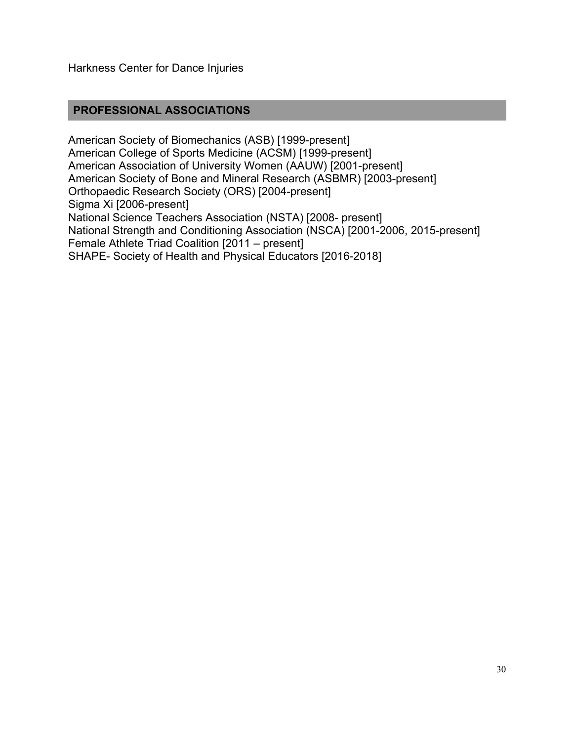Harkness Center for Dance Injuries

## PROFESSIONAL ASSOCIATIONS

American Society of Biomechanics (ASB) [1999-present]
American College of Sports Medicine (ACSM) [1999-present]
American Association of University Women (AAUW) [2001-present]
American Society of Bone and Mineral Research (ASBMR) [2003-present]
Orthopaedic Research Society (ORS) [2004-present]
Sigma Xi [2006-present]
National Science Teachers Association (NSTA) [2008- present]
National Strength and Conditioning Association (NSCA) [2001-2006, 2015-present]
Female Athlete Triad Coalition [2011 – present]
SHAPE- Society of Health and Physical Educators [2016-2018]